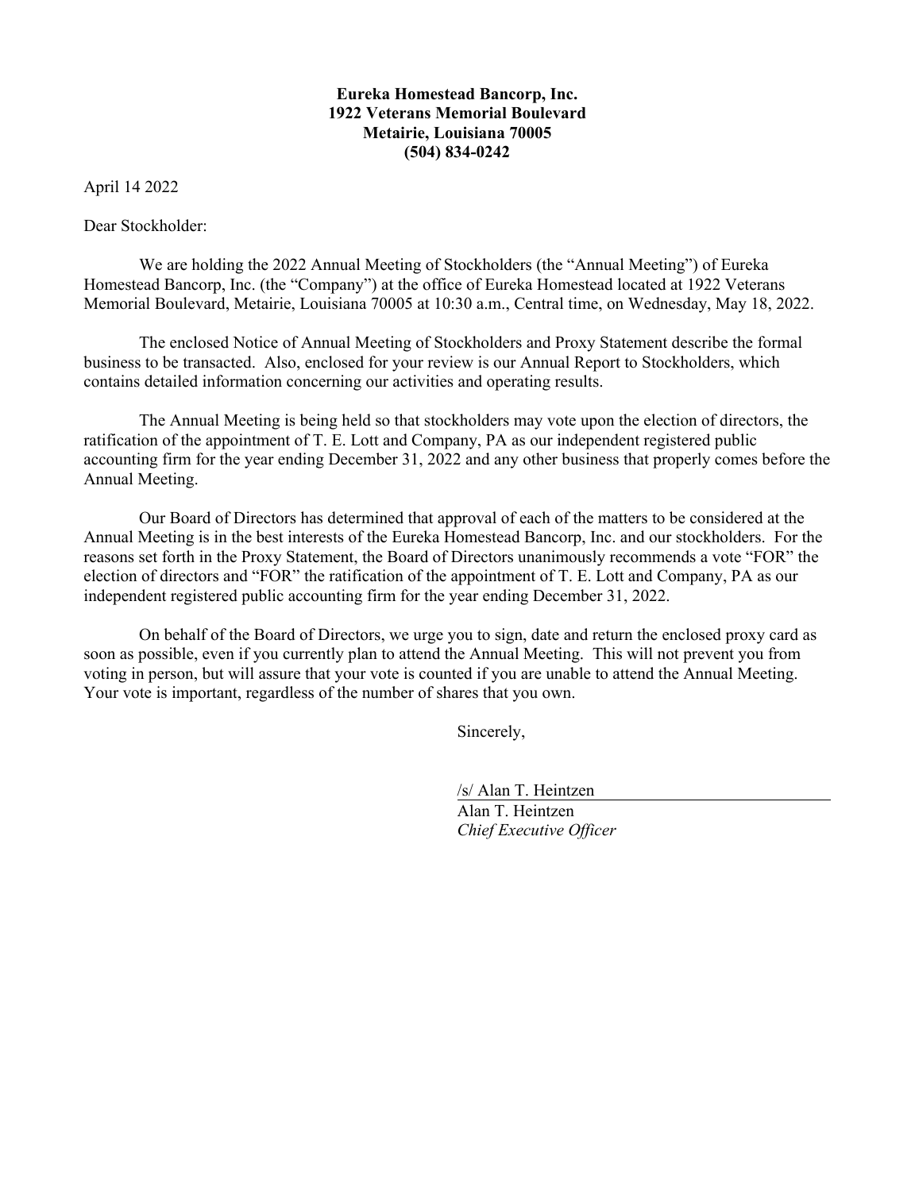**Eureka Homestead Bancorp, Inc.**
**1922 Veterans Memorial Boulevard**
**Metairie, Louisiana 70005**
**(504) 834-0242**

April 14 2022

Dear Stockholder:

We are holding the 2022 Annual Meeting of Stockholders (the "Annual Meeting") of Eureka Homestead Bancorp, Inc. (the "Company") at the office of Eureka Homestead located at 1922 Veterans Memorial Boulevard, Metairie, Louisiana 70005 at 10:30 a.m., Central time, on Wednesday, May 18, 2022.

The enclosed Notice of Annual Meeting of Stockholders and Proxy Statement describe the formal business to be transacted. Also, enclosed for your review is our Annual Report to Stockholders, which contains detailed information concerning our activities and operating results.

The Annual Meeting is being held so that stockholders may vote upon the election of directors, the ratification of the appointment of T. E. Lott and Company, PA as our independent registered public accounting firm for the year ending December 31, 2022 and any other business that properly comes before the Annual Meeting.

Our Board of Directors has determined that approval of each of the matters to be considered at the Annual Meeting is in the best interests of the Eureka Homestead Bancorp, Inc. and our stockholders. For the reasons set forth in the Proxy Statement, the Board of Directors unanimously recommends a vote "FOR" the election of directors and "FOR" the ratification of the appointment of T. E. Lott and Company, PA as our independent registered public accounting firm for the year ending December 31, 2022.

On behalf of the Board of Directors, we urge you to sign, date and return the enclosed proxy card as soon as possible, even if you currently plan to attend the Annual Meeting. This will not prevent you from voting in person, but will assure that your vote is counted if you are unable to attend the Annual Meeting. Your vote is important, regardless of the number of shares that you own.

Sincerely,

/s/ Alan T. Heintzen

Alan T. Heintzen
*Chief Executive Officer*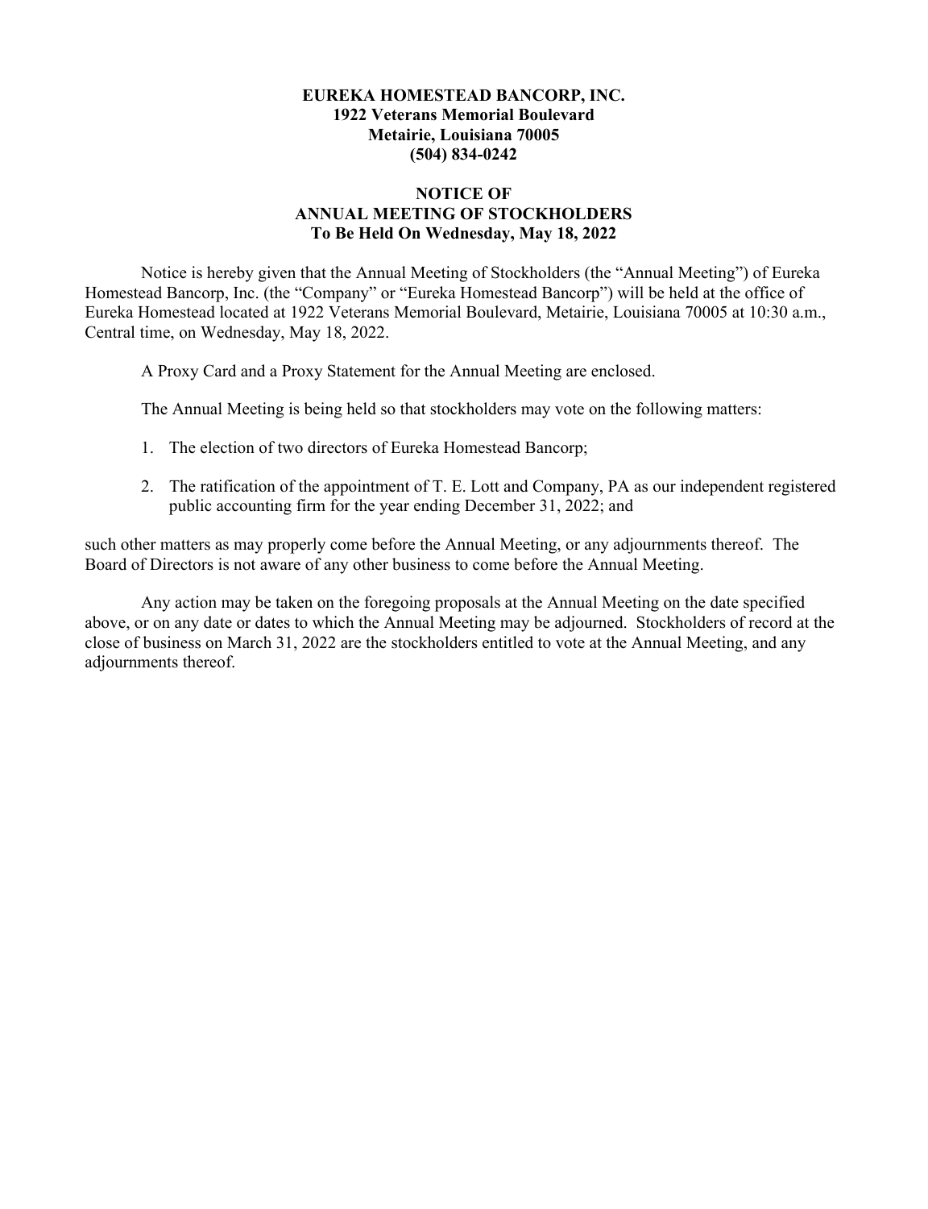**EUREKA HOMESTEAD BANCORP, INC.**
**1922 Veterans Memorial Boulevard**
**Metairie, Louisiana 70005**
**(504) 834-0242**

**NOTICE OF**
**ANNUAL MEETING OF STOCKHOLDERS**
**To Be Held On Wednesday, May 18, 2022**

Notice is hereby given that the Annual Meeting of Stockholders (the "Annual Meeting") of Eureka Homestead Bancorp, Inc. (the "Company" or "Eureka Homestead Bancorp") will be held at the office of Eureka Homestead located at 1922 Veterans Memorial Boulevard, Metairie, Louisiana 70005 at 10:30 a.m., Central time, on Wednesday, May 18, 2022.

A Proxy Card and a Proxy Statement for the Annual Meeting are enclosed.

The Annual Meeting is being held so that stockholders may vote on the following matters:

1. The election of two directors of Eureka Homestead Bancorp;
2. The ratification of the appointment of T. E. Lott and Company, PA as our independent registered public accounting firm for the year ending December 31, 2022; and

such other matters as may properly come before the Annual Meeting, or any adjournments thereof. The Board of Directors is not aware of any other business to come before the Annual Meeting.

Any action may be taken on the foregoing proposals at the Annual Meeting on the date specified above, or on any date or dates to which the Annual Meeting may be adjourned. Stockholders of record at the close of business on March 31, 2022 are the stockholders entitled to vote at the Annual Meeting, and any adjournments thereof.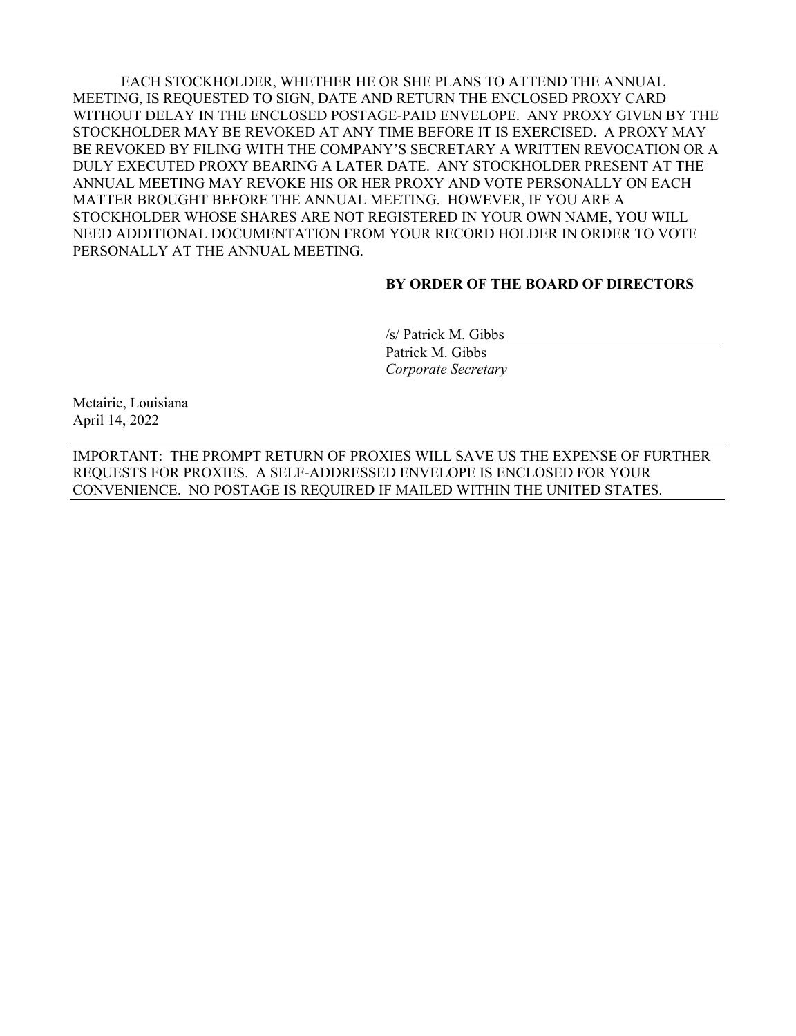EACH STOCKHOLDER, WHETHER HE OR SHE PLANS TO ATTEND THE ANNUAL MEETING, IS REQUESTED TO SIGN, DATE AND RETURN THE ENCLOSED PROXY CARD WITHOUT DELAY IN THE ENCLOSED POSTAGE-PAID ENVELOPE. ANY PROXY GIVEN BY THE STOCKHOLDER MAY BE REVOKED AT ANY TIME BEFORE IT IS EXERCISED. A PROXY MAY BE REVOKED BY FILING WITH THE COMPANY'S SECRETARY A WRITTEN REVOCATION OR A DULY EXECUTED PROXY BEARING A LATER DATE. ANY STOCKHOLDER PRESENT AT THE ANNUAL MEETING MAY REVOKE HIS OR HER PROXY AND VOTE PERSONALLY ON EACH MATTER BROUGHT BEFORE THE ANNUAL MEETING. HOWEVER, IF YOU ARE A STOCKHOLDER WHOSE SHARES ARE NOT REGISTERED IN YOUR OWN NAME, YOU WILL NEED ADDITIONAL DOCUMENTATION FROM YOUR RECORD HOLDER IN ORDER TO VOTE PERSONALLY AT THE ANNUAL MEETING.

**BY ORDER OF THE BOARD OF DIRECTORS**

/s/ Patrick M. Gibbs
Patrick M. Gibbs
*Corporate Secretary*

Metairie, Louisiana
April 14, 2022

IMPORTANT: THE PROMPT RETURN OF PROXIES WILL SAVE US THE EXPENSE OF FURTHER REQUESTS FOR PROXIES. A SELF-ADDRESSED ENVELOPE IS ENCLOSED FOR YOUR CONVENIENCE. NO POSTAGE IS REQUIRED IF MAILED WITHIN THE UNITED STATES.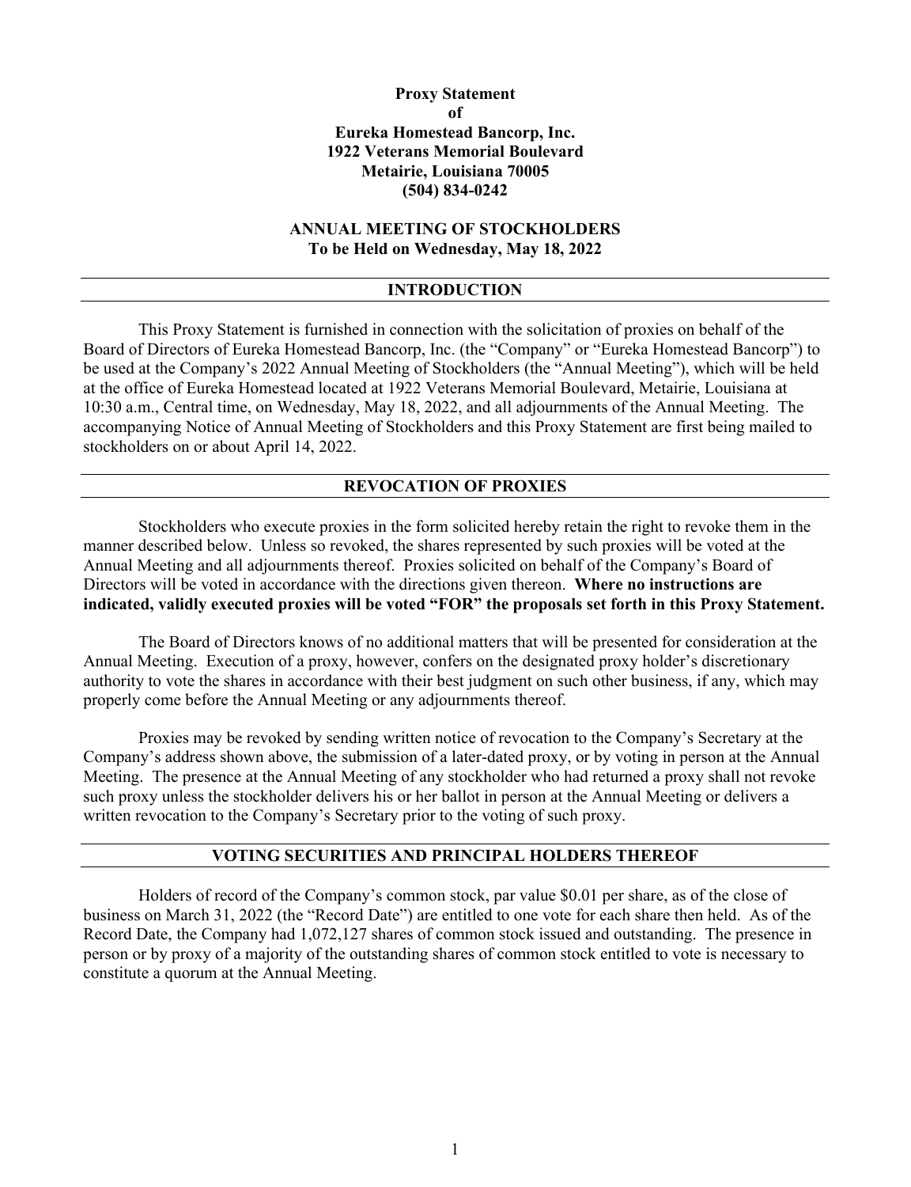**Proxy Statement**
**of**
**Eureka Homestead Bancorp, Inc.**
**1922 Veterans Memorial Boulevard**
**Metairie, Louisiana 70005**
**(504) 834-0242**

**ANNUAL MEETING OF STOCKHOLDERS**
**To be Held on Wednesday, May 18, 2022**

## INTRODUCTION

This Proxy Statement is furnished in connection with the solicitation of proxies on behalf of the Board of Directors of Eureka Homestead Bancorp, Inc. (the "Company" or "Eureka Homestead Bancorp") to be used at the Company's 2022 Annual Meeting of Stockholders (the "Annual Meeting"), which will be held at the office of Eureka Homestead located at 1922 Veterans Memorial Boulevard, Metairie, Louisiana at 10:30 a.m., Central time, on Wednesday, May 18, 2022, and all adjournments of the Annual Meeting. The accompanying Notice of Annual Meeting of Stockholders and this Proxy Statement are first being mailed to stockholders on or about April 14, 2022.

## REVOCATION OF PROXIES

Stockholders who execute proxies in the form solicited hereby retain the right to revoke them in the manner described below. Unless so revoked, the shares represented by such proxies will be voted at the Annual Meeting and all adjournments thereof. Proxies solicited on behalf of the Company's Board of Directors will be voted in accordance with the directions given thereon. **Where no instructions are indicated, validly executed proxies will be voted "FOR" the proposals set forth in this Proxy Statement.**

The Board of Directors knows of no additional matters that will be presented for consideration at the Annual Meeting. Execution of a proxy, however, confers on the designated proxy holder's discretionary authority to vote the shares in accordance with their best judgment on such other business, if any, which may properly come before the Annual Meeting or any adjournments thereof.

Proxies may be revoked by sending written notice of revocation to the Company's Secretary at the Company's address shown above, the submission of a later-dated proxy, or by voting in person at the Annual Meeting. The presence at the Annual Meeting of any stockholder who had returned a proxy shall not revoke such proxy unless the stockholder delivers his or her ballot in person at the Annual Meeting or delivers a written revocation to the Company's Secretary prior to the voting of such proxy.

## VOTING SECURITIES AND PRINCIPAL HOLDERS THEREOF

Holders of record of the Company's common stock, par value $0.01 per share, as of the close of business on March 31, 2022 (the "Record Date") are entitled to one vote for each share then held. As of the Record Date, the Company had 1,072,127 shares of common stock issued and outstanding. The presence in person or by proxy of a majority of the outstanding shares of common stock entitled to vote is necessary to constitute a quorum at the Annual Meeting.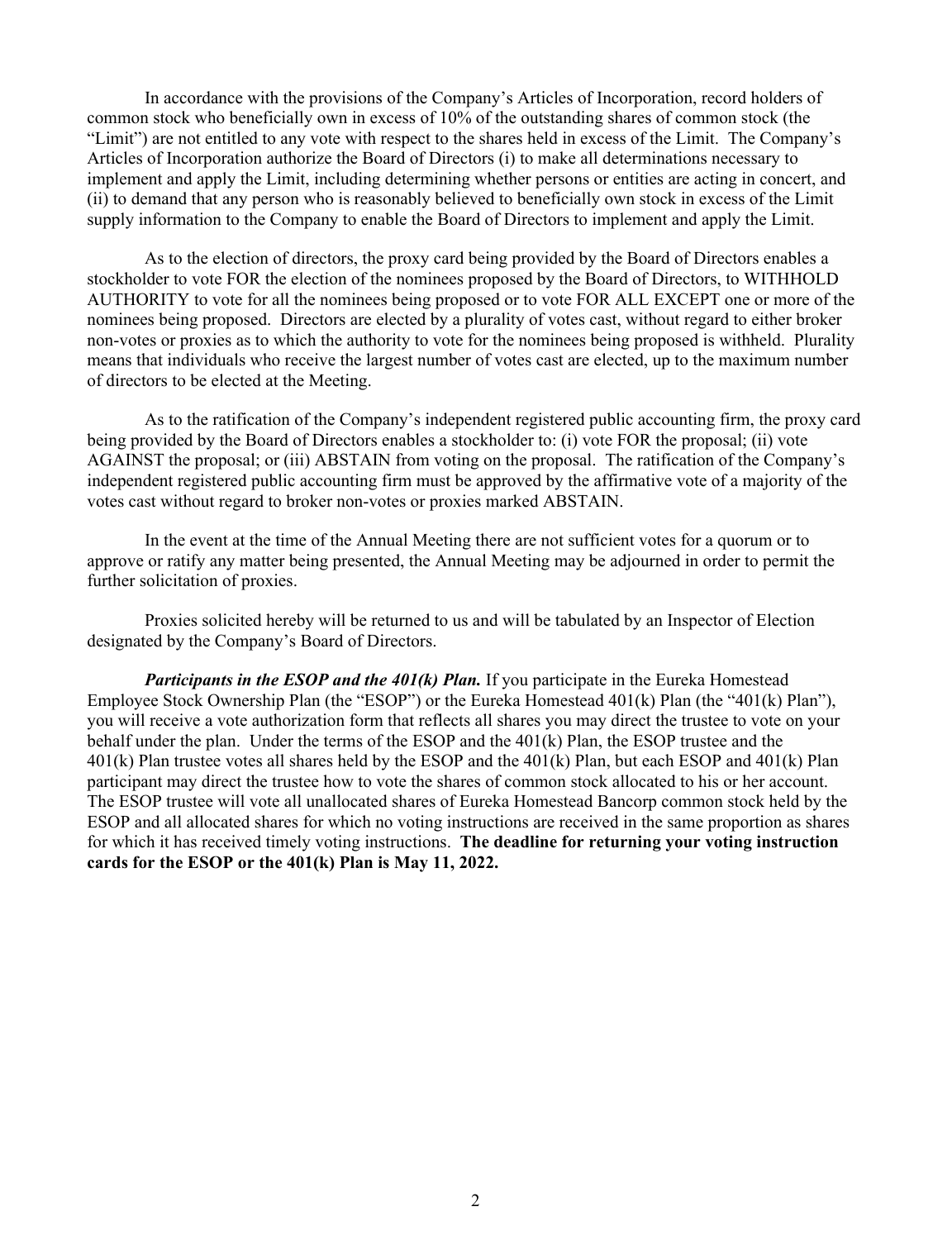In accordance with the provisions of the Company's Articles of Incorporation, record holders of common stock who beneficially own in excess of 10% of the outstanding shares of common stock (the "Limit") are not entitled to any vote with respect to the shares held in excess of the Limit. The Company's Articles of Incorporation authorize the Board of Directors (i) to make all determinations necessary to implement and apply the Limit, including determining whether persons or entities are acting in concert, and (ii) to demand that any person who is reasonably believed to beneficially own stock in excess of the Limit supply information to the Company to enable the Board of Directors to implement and apply the Limit.

As to the election of directors, the proxy card being provided by the Board of Directors enables a stockholder to vote FOR the election of the nominees proposed by the Board of Directors, to WITHHOLD AUTHORITY to vote for all the nominees being proposed or to vote FOR ALL EXCEPT one or more of the nominees being proposed. Directors are elected by a plurality of votes cast, without regard to either broker non-votes or proxies as to which the authority to vote for the nominees being proposed is withheld. Plurality means that individuals who receive the largest number of votes cast are elected, up to the maximum number of directors to be elected at the Meeting.

As to the ratification of the Company's independent registered public accounting firm, the proxy card being provided by the Board of Directors enables a stockholder to: (i) vote FOR the proposal; (ii) vote AGAINST the proposal; or (iii) ABSTAIN from voting on the proposal. The ratification of the Company's independent registered public accounting firm must be approved by the affirmative vote of a majority of the votes cast without regard to broker non-votes or proxies marked ABSTAIN.

In the event at the time of the Annual Meeting there are not sufficient votes for a quorum or to approve or ratify any matter being presented, the Annual Meeting may be adjourned in order to permit the further solicitation of proxies.

Proxies solicited hereby will be returned to us and will be tabulated by an Inspector of Election designated by the Company's Board of Directors.

***Participants in the ESOP and the 401(k) Plan.*** If you participate in the Eureka Homestead Employee Stock Ownership Plan (the "ESOP") or the Eureka Homestead 401(k) Plan (the "401(k) Plan"), you will receive a vote authorization form that reflects all shares you may direct the trustee to vote on your behalf under the plan. Under the terms of the ESOP and the 401(k) Plan, the ESOP trustee and the 401(k) Plan trustee votes all shares held by the ESOP and the 401(k) Plan, but each ESOP and 401(k) Plan participant may direct the trustee how to vote the shares of common stock allocated to his or her account. The ESOP trustee will vote all unallocated shares of Eureka Homestead Bancorp common stock held by the ESOP and all allocated shares for which no voting instructions are received in the same proportion as shares for which it has received timely voting instructions. **The deadline for returning your voting instruction cards for the ESOP or the 401(k) Plan is May 11, 2022.**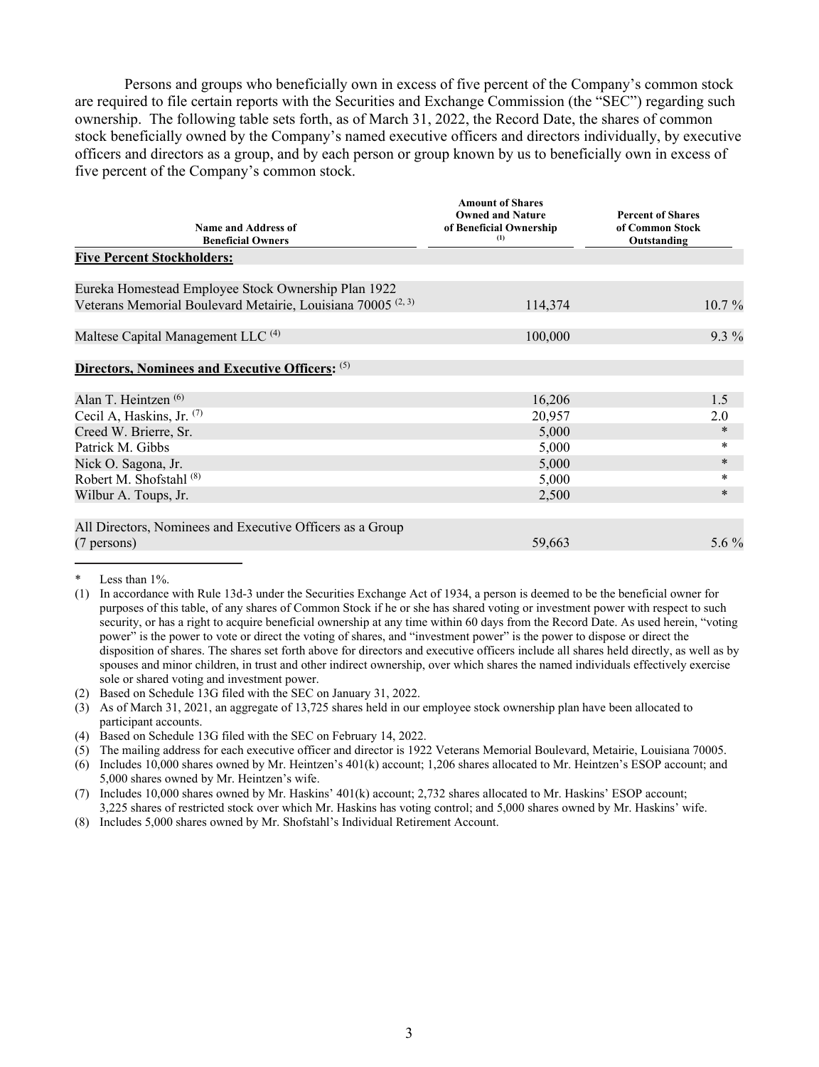Persons and groups who beneficially own in excess of five percent of the Company's common stock are required to file certain reports with the Securities and Exchange Commission (the "SEC") regarding such ownership. The following table sets forth, as of March 31, 2022, the Record Date, the shares of common stock beneficially owned by the Company's named executive officers and directors individually, by executive officers and directors as a group, and by each person or group known by us to beneficially own in excess of five percent of the Company's common stock.

| Name and Address of Beneficial Owners | Amount of Shares Owned and Nature of Beneficial Ownership [(1)] | Percent of Shares of Common Stock Outstanding |
|---|---|---|
| **Five Percent Stockholders:** | | |
| Eureka Homestead Employee Stock Ownership Plan 1922 Veterans Memorial Boulevard Metairie, Louisiana 70005 [(2, 3)] | 114,374 | 10.7 % |
| Maltese Capital Management LLC [(4)] | 100,000 | 9.3 % |
| **Directors, Nominees and Executive Officers:** [(5)] | | |
| Alan T. Heintzen [(6)] | 16,206 | 1.5 |
| Cecil A, Haskins, Jr. [(7)] | 20,957 | 2.0 |
| Creed W. Brierre, Sr. | 5,000 | * |
| Patrick M. Gibbs | 5,000 | * |
| Nick O. Sagona, Jr. | 5,000 | * |
| Robert M. Shofstahl [(8)] | 5,000 | * |
| Wilbur A. Toups, Jr. | 2,500 | * |
| All Directors, Nominees and Executive Officers as a Group (7 persons) | 59,663 | 5.6 % |

\* Less than 1%.

(1) In accordance with Rule 13d-3 under the Securities Exchange Act of 1934, a person is deemed to be the beneficial owner for purposes of this table, of any shares of Common Stock if he or she has shared voting or investment power with respect to such security, or has a right to acquire beneficial ownership at any time within 60 days from the Record Date. As used herein, "voting power" is the power to vote or direct the voting of shares, and "investment power" is the power to dispose or direct the disposition of shares. The shares set forth above for directors and executive officers include all shares held directly, as well as by spouses and minor children, in trust and other indirect ownership, over which shares the named individuals effectively exercise sole or shared voting and investment power.

(2) Based on Schedule 13G filed with the SEC on January 31, 2022.

(3) As of March 31, 2021, an aggregate of 13,725 shares held in our employee stock ownership plan have been allocated to participant accounts.

(4) Based on Schedule 13G filed with the SEC on February 14, 2022.

(5) The mailing address for each executive officer and director is 1922 Veterans Memorial Boulevard, Metairie, Louisiana 70005.

(6) Includes 10,000 shares owned by Mr. Heintzen's 401(k) account; 1,206 shares allocated to Mr. Heintzen's ESOP account; and 5,000 shares owned by Mr. Heintzen's wife.

(7) Includes 10,000 shares owned by Mr. Haskins' 401(k) account; 2,732 shares allocated to Mr. Haskins' ESOP account; 3,225 shares of restricted stock over which Mr. Haskins has voting control; and 5,000 shares owned by Mr. Haskins' wife.

(8) Includes 5,000 shares owned by Mr. Shofstahl's Individual Retirement Account.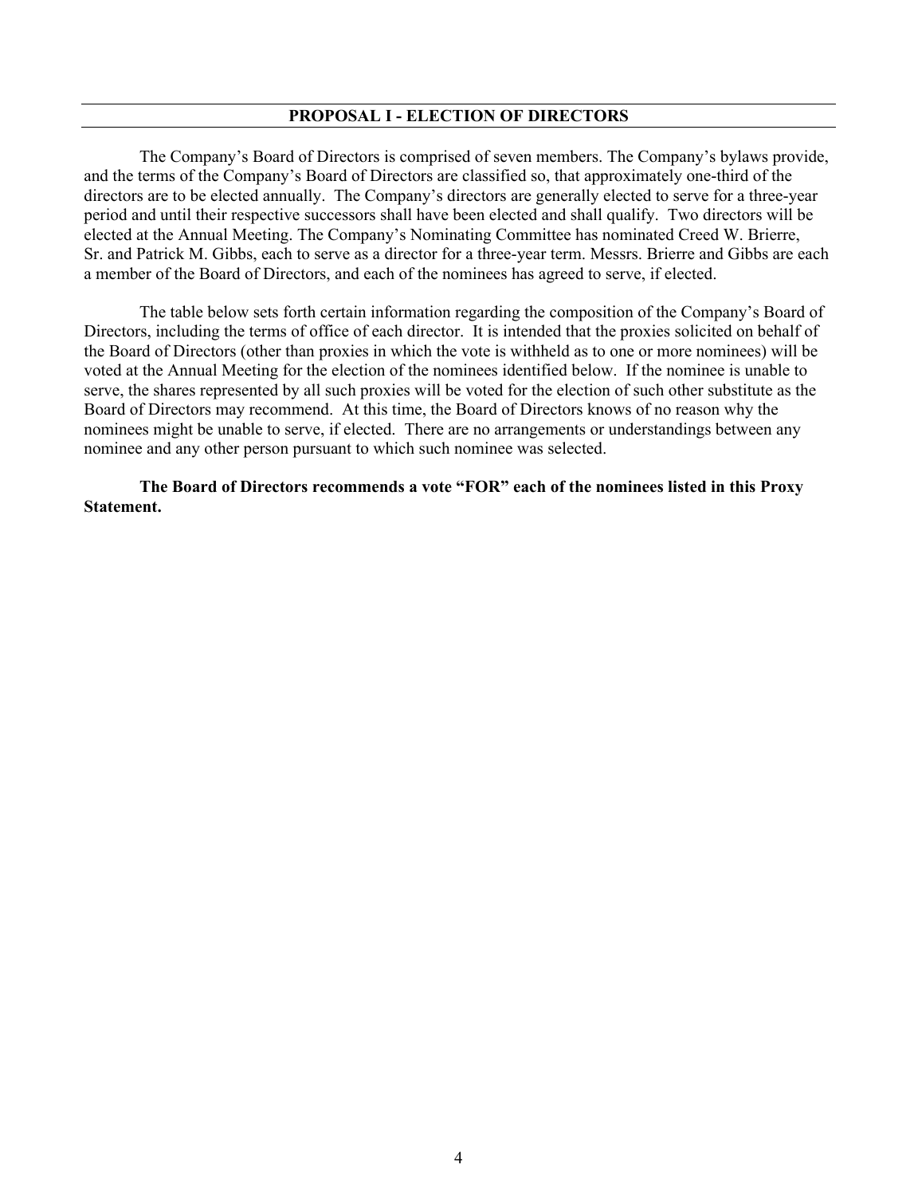## PROPOSAL I - ELECTION OF DIRECTORS

The Company's Board of Directors is comprised of seven members. The Company's bylaws provide, and the terms of the Company's Board of Directors are classified so, that approximately one-third of the directors are to be elected annually. The Company's directors are generally elected to serve for a three-year period and until their respective successors shall have been elected and shall qualify. Two directors will be elected at the Annual Meeting. The Company's Nominating Committee has nominated Creed W. Brierre, Sr. and Patrick M. Gibbs, each to serve as a director for a three-year term. Messrs. Brierre and Gibbs are each a member of the Board of Directors, and each of the nominees has agreed to serve, if elected.

The table below sets forth certain information regarding the composition of the Company's Board of Directors, including the terms of office of each director. It is intended that the proxies solicited on behalf of the Board of Directors (other than proxies in which the vote is withheld as to one or more nominees) will be voted at the Annual Meeting for the election of the nominees identified below. If the nominee is unable to serve, the shares represented by all such proxies will be voted for the election of such other substitute as the Board of Directors may recommend. At this time, the Board of Directors knows of no reason why the nominees might be unable to serve, if elected. There are no arrangements or understandings between any nominee and any other person pursuant to which such nominee was selected.

**The Board of Directors recommends a vote "FOR" each of the nominees listed in this Proxy Statement.**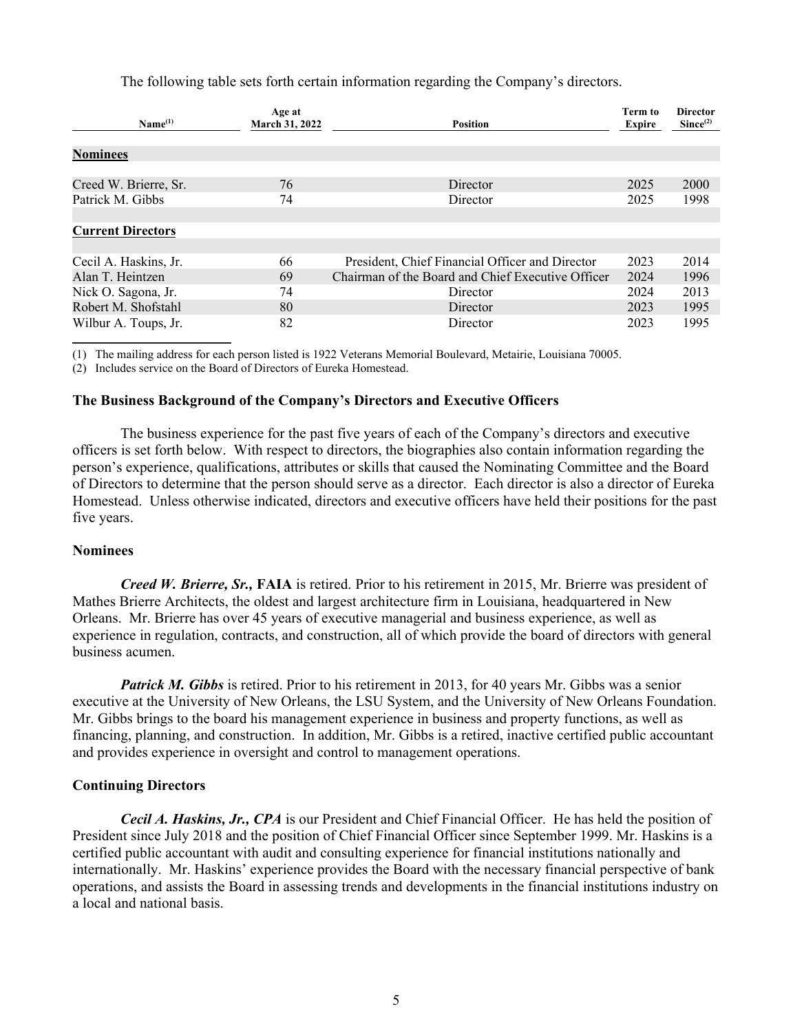The following table sets forth certain information regarding the Company's directors.

| Name[(1)] | Age at March 31, 2022 | Position | Term to Expire | Director Since[(2)] |
|---|---|---|---|---|
| **Nominees** | | | | |
| Creed W. Brierre, Sr. | 76 | Director | 2025 | 2000 |
| Patrick M. Gibbs | 74 | Director | 2025 | 1998 |
| **Current Directors** | | | | |
| Cecil A. Haskins, Jr. | 66 | President, Chief Financial Officer and Director | 2023 | 2014 |
| Alan T. Heintzen | 69 | Chairman of the Board and Chief Executive Officer | 2024 | 1996 |
| Nick O. Sagona, Jr. | 74 | Director | 2024 | 2013 |
| Robert M. Shofstahl | 80 | Director | 2023 | 1995 |
| Wilbur A. Toups, Jr. | 82 | Director | 2023 | 1995 |

(1) The mailing address for each person listed is 1922 Veterans Memorial Boulevard, Metairie, Louisiana 70005.

(2) Includes service on the Board of Directors of Eureka Homestead.

### The Business Background of the Company's Directors and Executive Officers

The business experience for the past five years of each of the Company's directors and executive officers is set forth below. With respect to directors, the biographies also contain information regarding the person's experience, qualifications, attributes or skills that caused the Nominating Committee and the Board of Directors to determine that the person should serve as a director. Each director is also a director of Eureka Homestead. Unless otherwise indicated, directors and executive officers have held their positions for the past five years.

### Nominees

***Creed W. Brierre, Sr.,*** **FAIA** is retired. Prior to his retirement in 2015, Mr. Brierre was president of Mathes Brierre Architects, the oldest and largest architecture firm in Louisiana, headquartered in New Orleans. Mr. Brierre has over 45 years of executive managerial and business experience, as well as experience in regulation, contracts, and construction, all of which provide the board of directors with general business acumen.

***Patrick M. Gibbs*** is retired. Prior to his retirement in 2013, for 40 years Mr. Gibbs was a senior executive at the University of New Orleans, the LSU System, and the University of New Orleans Foundation. Mr. Gibbs brings to the board his management experience in business and property functions, as well as financing, planning, and construction. In addition, Mr. Gibbs is a retired, inactive certified public accountant and provides experience in oversight and control to management operations.

### Continuing Directors

***Cecil A. Haskins, Jr., CPA*** is our President and Chief Financial Officer. He has held the position of President since July 2018 and the position of Chief Financial Officer since September 1999. Mr. Haskins is a certified public accountant with audit and consulting experience for financial institutions nationally and internationally. Mr. Haskins' experience provides the Board with the necessary financial perspective of bank operations, and assists the Board in assessing trends and developments in the financial institutions industry on a local and national basis.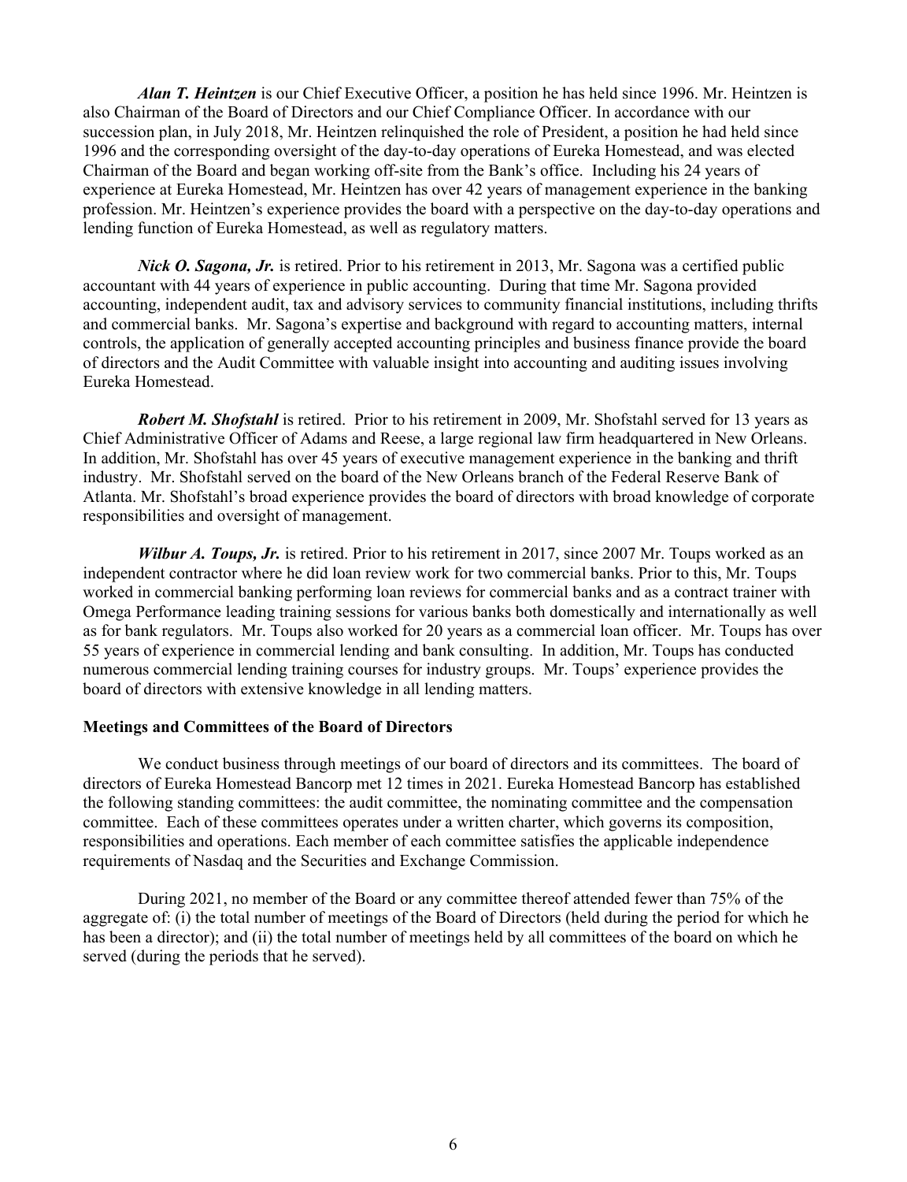***Alan T. Heintzen*** is our Chief Executive Officer, a position he has held since 1996. Mr. Heintzen is also Chairman of the Board of Directors and our Chief Compliance Officer. In accordance with our succession plan, in July 2018, Mr. Heintzen relinquished the role of President, a position he had held since 1996 and the corresponding oversight of the day-to-day operations of Eureka Homestead, and was elected Chairman of the Board and began working off-site from the Bank's office. Including his 24 years of experience at Eureka Homestead, Mr. Heintzen has over 42 years of management experience in the banking profession. Mr. Heintzen's experience provides the board with a perspective on the day-to-day operations and lending function of Eureka Homestead, as well as regulatory matters.

***Nick O. Sagona, Jr.*** is retired. Prior to his retirement in 2013, Mr. Sagona was a certified public accountant with 44 years of experience in public accounting. During that time Mr. Sagona provided accounting, independent audit, tax and advisory services to community financial institutions, including thrifts and commercial banks. Mr. Sagona's expertise and background with regard to accounting matters, internal controls, the application of generally accepted accounting principles and business finance provide the board of directors and the Audit Committee with valuable insight into accounting and auditing issues involving Eureka Homestead.

***Robert M. Shofstahl*** is retired. Prior to his retirement in 2009, Mr. Shofstahl served for 13 years as Chief Administrative Officer of Adams and Reese, a large regional law firm headquartered in New Orleans. In addition, Mr. Shofstahl has over 45 years of executive management experience in the banking and thrift industry. Mr. Shofstahl served on the board of the New Orleans branch of the Federal Reserve Bank of Atlanta. Mr. Shofstahl's broad experience provides the board of directors with broad knowledge of corporate responsibilities and oversight of management.

***Wilbur A. Toups, Jr.*** is retired. Prior to his retirement in 2017, since 2007 Mr. Toups worked as an independent contractor where he did loan review work for two commercial banks. Prior to this, Mr. Toups worked in commercial banking performing loan reviews for commercial banks and as a contract trainer with Omega Performance leading training sessions for various banks both domestically and internationally as well as for bank regulators. Mr. Toups also worked for 20 years as a commercial loan officer. Mr. Toups has over 55 years of experience in commercial lending and bank consulting. In addition, Mr. Toups has conducted numerous commercial lending training courses for industry groups. Mr. Toups' experience provides the board of directors with extensive knowledge in all lending matters.

**Meetings and Committees of the Board of Directors**

We conduct business through meetings of our board of directors and its committees. The board of directors of Eureka Homestead Bancorp met 12 times in 2021. Eureka Homestead Bancorp has established the following standing committees: the audit committee, the nominating committee and the compensation committee. Each of these committees operates under a written charter, which governs its composition, responsibilities and operations. Each member of each committee satisfies the applicable independence requirements of Nasdaq and the Securities and Exchange Commission.

During 2021, no member of the Board or any committee thereof attended fewer than 75% of the aggregate of: (i) the total number of meetings of the Board of Directors (held during the period for which he has been a director); and (ii) the total number of meetings held by all committees of the board on which he served (during the periods that he served).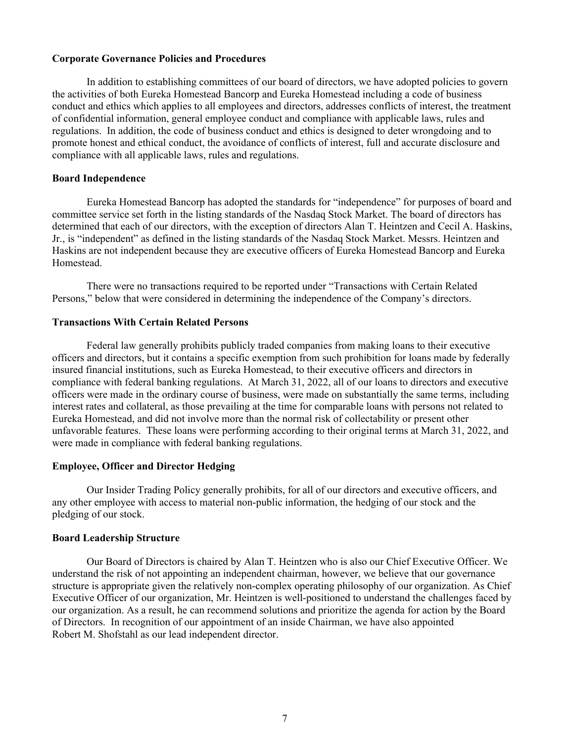**Corporate Governance Policies and Procedures**

In addition to establishing committees of our board of directors, we have adopted policies to govern the activities of both Eureka Homestead Bancorp and Eureka Homestead including a code of business conduct and ethics which applies to all employees and directors, addresses conflicts of interest, the treatment of confidential information, general employee conduct and compliance with applicable laws, rules and regulations. In addition, the code of business conduct and ethics is designed to deter wrongdoing and to promote honest and ethical conduct, the avoidance of conflicts of interest, full and accurate disclosure and compliance with all applicable laws, rules and regulations.

**Board Independence**

Eureka Homestead Bancorp has adopted the standards for "independence" for purposes of board and committee service set forth in the listing standards of the Nasdaq Stock Market. The board of directors has determined that each of our directors, with the exception of directors Alan T. Heintzen and Cecil A. Haskins, Jr., is "independent" as defined in the listing standards of the Nasdaq Stock Market. Messrs. Heintzen and Haskins are not independent because they are executive officers of Eureka Homestead Bancorp and Eureka Homestead.

There were no transactions required to be reported under "Transactions with Certain Related Persons," below that were considered in determining the independence of the Company's directors.

**Transactions With Certain Related Persons**

Federal law generally prohibits publicly traded companies from making loans to their executive officers and directors, but it contains a specific exemption from such prohibition for loans made by federally insured financial institutions, such as Eureka Homestead, to their executive officers and directors in compliance with federal banking regulations. At March 31, 2022, all of our loans to directors and executive officers were made in the ordinary course of business, were made on substantially the same terms, including interest rates and collateral, as those prevailing at the time for comparable loans with persons not related to Eureka Homestead, and did not involve more than the normal risk of collectability or present other unfavorable features. These loans were performing according to their original terms at March 31, 2022, and were made in compliance with federal banking regulations.

**Employee, Officer and Director Hedging**

Our Insider Trading Policy generally prohibits, for all of our directors and executive officers, and any other employee with access to material non-public information, the hedging of our stock and the pledging of our stock.

**Board Leadership Structure**

Our Board of Directors is chaired by Alan T. Heintzen who is also our Chief Executive Officer. We understand the risk of not appointing an independent chairman, however, we believe that our governance structure is appropriate given the relatively non-complex operating philosophy of our organization. As Chief Executive Officer of our organization, Mr. Heintzen is well-positioned to understand the challenges faced by our organization. As a result, he can recommend solutions and prioritize the agenda for action by the Board of Directors. In recognition of our appointment of an inside Chairman, we have also appointed Robert M. Shofstahl as our lead independent director.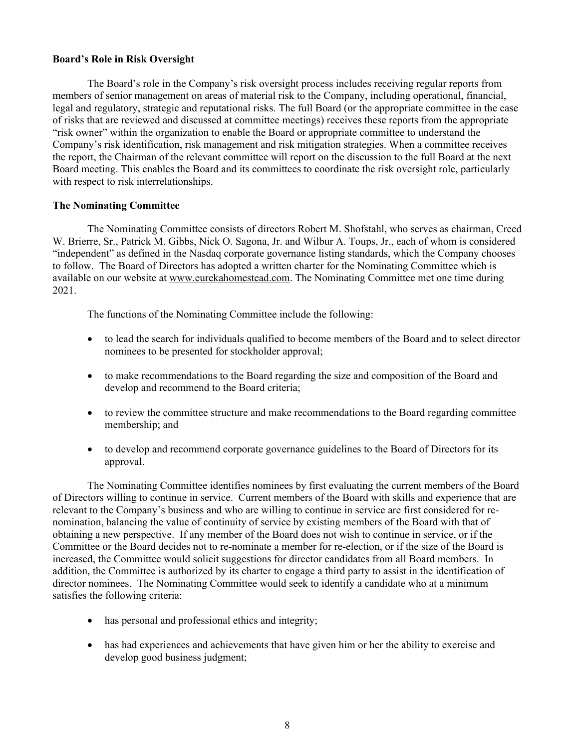**Board's Role in Risk Oversight**

The Board's role in the Company's risk oversight process includes receiving regular reports from members of senior management on areas of material risk to the Company, including operational, financial, legal and regulatory, strategic and reputational risks. The full Board (or the appropriate committee in the case of risks that are reviewed and discussed at committee meetings) receives these reports from the appropriate "risk owner" within the organization to enable the Board or appropriate committee to understand the Company's risk identification, risk management and risk mitigation strategies. When a committee receives the report, the Chairman of the relevant committee will report on the discussion to the full Board at the next Board meeting. This enables the Board and its committees to coordinate the risk oversight role, particularly with respect to risk interrelationships.

**The Nominating Committee**

The Nominating Committee consists of directors Robert M. Shofstahl, who serves as chairman, Creed W. Brierre, Sr., Patrick M. Gibbs, Nick O. Sagona, Jr. and Wilbur A. Toups, Jr., each of whom is considered "independent" as defined in the Nasdaq corporate governance listing standards, which the Company chooses to follow. The Board of Directors has adopted a written charter for the Nominating Committee which is available on our website at www.eurekahomestead.com. The Nominating Committee met one time during 2021.

The functions of the Nominating Committee include the following:

- to lead the search for individuals qualified to become members of the Board and to select director nominees to be presented for stockholder approval;
- to make recommendations to the Board regarding the size and composition of the Board and develop and recommend to the Board criteria;
- to review the committee structure and make recommendations to the Board regarding committee membership; and
- to develop and recommend corporate governance guidelines to the Board of Directors for its approval.

The Nominating Committee identifies nominees by first evaluating the current members of the Board of Directors willing to continue in service. Current members of the Board with skills and experience that are relevant to the Company's business and who are willing to continue in service are first considered for re-nomination, balancing the value of continuity of service by existing members of the Board with that of obtaining a new perspective. If any member of the Board does not wish to continue in service, or if the Committee or the Board decides not to re-nominate a member for re-election, or if the size of the Board is increased, the Committee would solicit suggestions for director candidates from all Board members. In addition, the Committee is authorized by its charter to engage a third party to assist in the identification of director nominees. The Nominating Committee would seek to identify a candidate who at a minimum satisfies the following criteria:

- has personal and professional ethics and integrity;
- has had experiences and achievements that have given him or her the ability to exercise and develop good business judgment;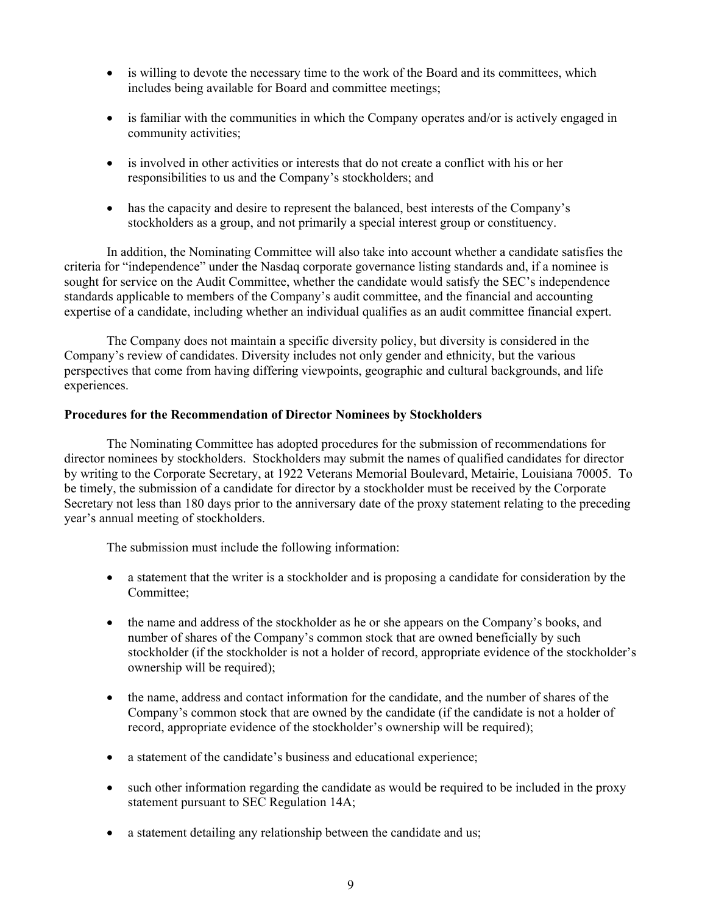- is willing to devote the necessary time to the work of the Board and its committees, which includes being available for Board and committee meetings;
- is familiar with the communities in which the Company operates and/or is actively engaged in community activities;
- is involved in other activities or interests that do not create a conflict with his or her responsibilities to us and the Company's stockholders; and
- has the capacity and desire to represent the balanced, best interests of the Company's stockholders as a group, and not primarily a special interest group or constituency.

In addition, the Nominating Committee will also take into account whether a candidate satisfies the criteria for "independence" under the Nasdaq corporate governance listing standards and, if a nominee is sought for service on the Audit Committee, whether the candidate would satisfy the SEC's independence standards applicable to members of the Company's audit committee, and the financial and accounting expertise of a candidate, including whether an individual qualifies as an audit committee financial expert.

The Company does not maintain a specific diversity policy, but diversity is considered in the Company's review of candidates. Diversity includes not only gender and ethnicity, but the various perspectives that come from having differing viewpoints, geographic and cultural backgrounds, and life experiences.

**Procedures for the Recommendation of Director Nominees by Stockholders**

The Nominating Committee has adopted procedures for the submission of recommendations for director nominees by stockholders. Stockholders may submit the names of qualified candidates for director by writing to the Corporate Secretary, at 1922 Veterans Memorial Boulevard, Metairie, Louisiana 70005. To be timely, the submission of a candidate for director by a stockholder must be received by the Corporate Secretary not less than 180 days prior to the anniversary date of the proxy statement relating to the preceding year's annual meeting of stockholders.

The submission must include the following information:

- a statement that the writer is a stockholder and is proposing a candidate for consideration by the Committee;
- the name and address of the stockholder as he or she appears on the Company's books, and number of shares of the Company's common stock that are owned beneficially by such stockholder (if the stockholder is not a holder of record, appropriate evidence of the stockholder's ownership will be required);
- the name, address and contact information for the candidate, and the number of shares of the Company's common stock that are owned by the candidate (if the candidate is not a holder of record, appropriate evidence of the stockholder's ownership will be required);
- a statement of the candidate's business and educational experience;
- such other information regarding the candidate as would be required to be included in the proxy statement pursuant to SEC Regulation 14A;
- a statement detailing any relationship between the candidate and us;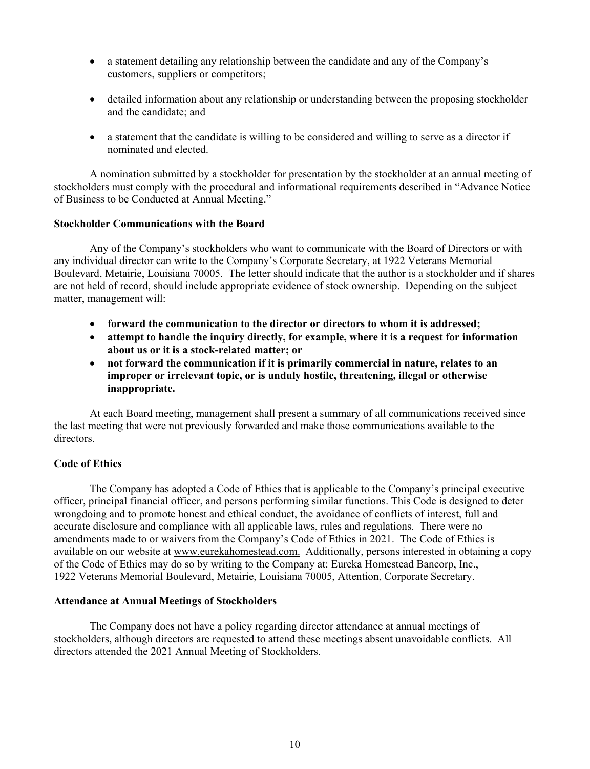- a statement detailing any relationship between the candidate and any of the Company's customers, suppliers or competitors;

- detailed information about any relationship or understanding between the proposing stockholder and the candidate; and

- a statement that the candidate is willing to be considered and willing to serve as a director if nominated and elected.

A nomination submitted by a stockholder for presentation by the stockholder at an annual meeting of stockholders must comply with the procedural and informational requirements described in "Advance Notice of Business to be Conducted at Annual Meeting."

**Stockholder Communications with the Board**

Any of the Company's stockholders who want to communicate with the Board of Directors or with any individual director can write to the Company's Corporate Secretary, at 1922 Veterans Memorial Boulevard, Metairie, Louisiana 70005. The letter should indicate that the author is a stockholder and if shares are not held of record, should include appropriate evidence of stock ownership. Depending on the subject matter, management will:

- **forward the communication to the director or directors to whom it is addressed;**
- **attempt to handle the inquiry directly, for example, where it is a request for information about us or it is a stock-related matter; or**
- **not forward the communication if it is primarily commercial in nature, relates to an improper or irrelevant topic, or is unduly hostile, threatening, illegal or otherwise inappropriate.**

At each Board meeting, management shall present a summary of all communications received since the last meeting that were not previously forwarded and make those communications available to the directors.

**Code of Ethics**

The Company has adopted a Code of Ethics that is applicable to the Company's principal executive officer, principal financial officer, and persons performing similar functions. This Code is designed to deter wrongdoing and to promote honest and ethical conduct, the avoidance of conflicts of interest, full and accurate disclosure and compliance with all applicable laws, rules and regulations. There were no amendments made to or waivers from the Company's Code of Ethics in 2021. The Code of Ethics is available on our website at www.eurekahomestead.com. Additionally, persons interested in obtaining a copy of the Code of Ethics may do so by writing to the Company at: Eureka Homestead Bancorp, Inc., 1922 Veterans Memorial Boulevard, Metairie, Louisiana 70005, Attention, Corporate Secretary.

**Attendance at Annual Meetings of Stockholders**

The Company does not have a policy regarding director attendance at annual meetings of stockholders, although directors are requested to attend these meetings absent unavoidable conflicts. All directors attended the 2021 Annual Meeting of Stockholders.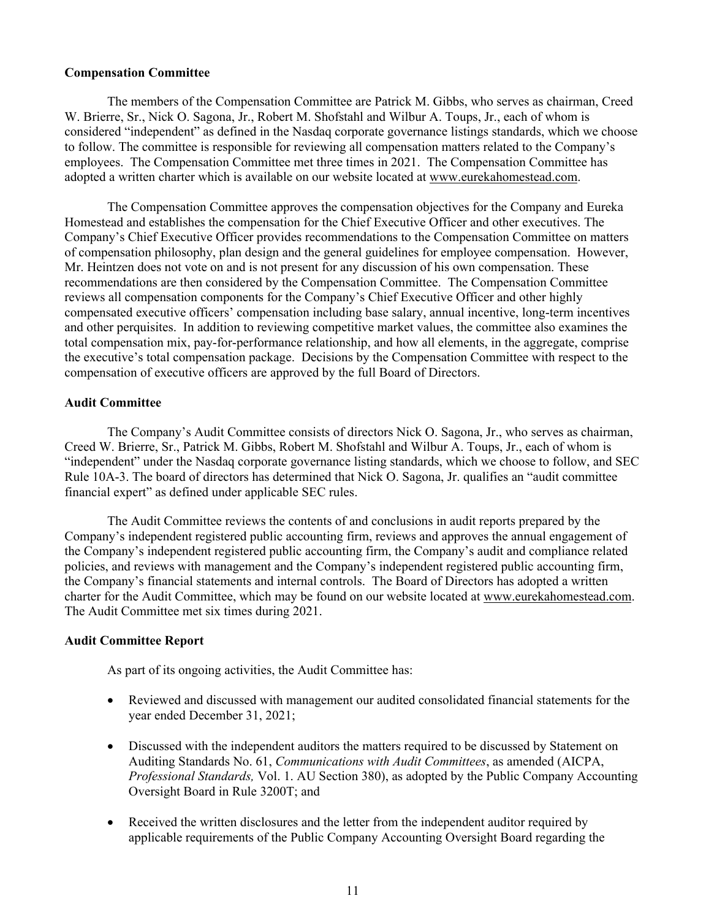**Compensation Committee**

The members of the Compensation Committee are Patrick M. Gibbs, who serves as chairman, Creed W. Brierre, Sr., Nick O. Sagona, Jr., Robert M. Shofstahl and Wilbur A. Toups, Jr., each of whom is considered "independent" as defined in the Nasdaq corporate governance listings standards, which we choose to follow. The committee is responsible for reviewing all compensation matters related to the Company's employees. The Compensation Committee met three times in 2021. The Compensation Committee has adopted a written charter which is available on our website located at www.eurekahomestead.com.

The Compensation Committee approves the compensation objectives for the Company and Eureka Homestead and establishes the compensation for the Chief Executive Officer and other executives. The Company's Chief Executive Officer provides recommendations to the Compensation Committee on matters of compensation philosophy, plan design and the general guidelines for employee compensation. However, Mr. Heintzen does not vote on and is not present for any discussion of his own compensation. These recommendations are then considered by the Compensation Committee. The Compensation Committee reviews all compensation components for the Company's Chief Executive Officer and other highly compensated executive officers' compensation including base salary, annual incentive, long-term incentives and other perquisites. In addition to reviewing competitive market values, the committee also examines the total compensation mix, pay-for-performance relationship, and how all elements, in the aggregate, comprise the executive's total compensation package. Decisions by the Compensation Committee with respect to the compensation of executive officers are approved by the full Board of Directors.

**Audit Committee**

The Company's Audit Committee consists of directors Nick O. Sagona, Jr., who serves as chairman, Creed W. Brierre, Sr., Patrick M. Gibbs, Robert M. Shofstahl and Wilbur A. Toups, Jr., each of whom is "independent" under the Nasdaq corporate governance listing standards, which we choose to follow, and SEC Rule 10A-3. The board of directors has determined that Nick O. Sagona, Jr. qualifies an "audit committee financial expert" as defined under applicable SEC rules.

The Audit Committee reviews the contents of and conclusions in audit reports prepared by the Company's independent registered public accounting firm, reviews and approves the annual engagement of the Company's independent registered public accounting firm, the Company's audit and compliance related policies, and reviews with management and the Company's independent registered public accounting firm, the Company's financial statements and internal controls. The Board of Directors has adopted a written charter for the Audit Committee, which may be found on our website located at www.eurekahomestead.com. The Audit Committee met six times during 2021.

**Audit Committee Report**

As part of its ongoing activities, the Audit Committee has:

- Reviewed and discussed with management our audited consolidated financial statements for the year ended December 31, 2021;
- Discussed with the independent auditors the matters required to be discussed by Statement on Auditing Standards No. 61, *Communications with Audit Committees*, as amended (AICPA, *Professional Standards,* Vol. 1. AU Section 380), as adopted by the Public Company Accounting Oversight Board in Rule 3200T; and
- Received the written disclosures and the letter from the independent auditor required by applicable requirements of the Public Company Accounting Oversight Board regarding the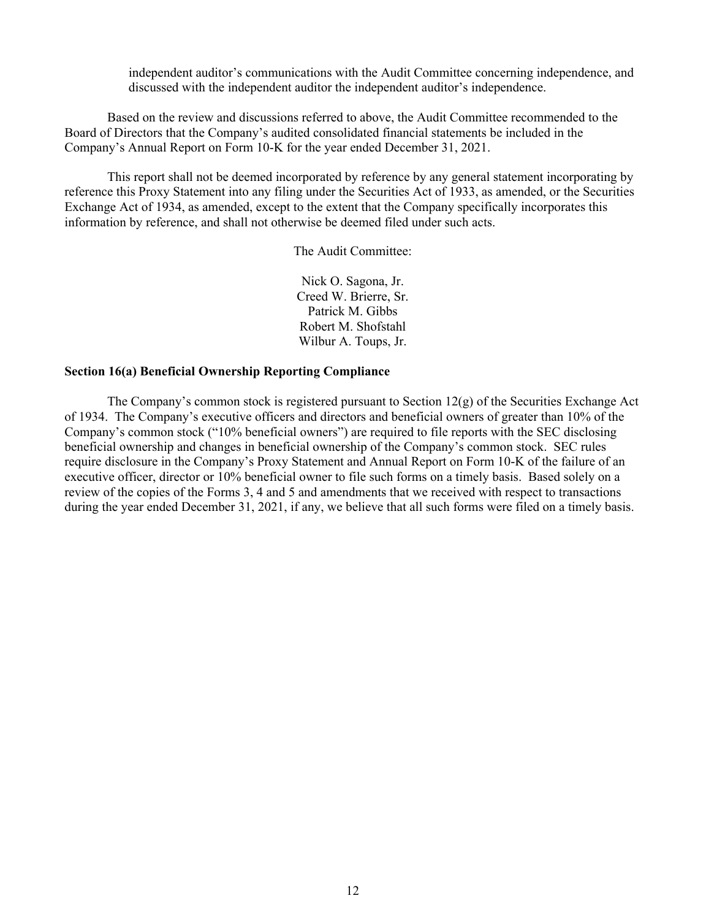independent auditor's communications with the Audit Committee concerning independence, and discussed with the independent auditor the independent auditor's independence.

Based on the review and discussions referred to above, the Audit Committee recommended to the Board of Directors that the Company's audited consolidated financial statements be included in the Company's Annual Report on Form 10-K for the year ended December 31, 2021.

This report shall not be deemed incorporated by reference by any general statement incorporating by reference this Proxy Statement into any filing under the Securities Act of 1933, as amended, or the Securities Exchange Act of 1934, as amended, except to the extent that the Company specifically incorporates this information by reference, and shall not otherwise be deemed filed under such acts.

The Audit Committee:

Nick O. Sagona, Jr.
Creed W. Brierre, Sr.
Patrick M. Gibbs
Robert M. Shofstahl
Wilbur A. Toups, Jr.

**Section 16(a) Beneficial Ownership Reporting Compliance**

The Company's common stock is registered pursuant to Section 12(g) of the Securities Exchange Act of 1934. The Company's executive officers and directors and beneficial owners of greater than 10% of the Company's common stock ("10% beneficial owners") are required to file reports with the SEC disclosing beneficial ownership and changes in beneficial ownership of the Company's common stock. SEC rules require disclosure in the Company's Proxy Statement and Annual Report on Form 10-K of the failure of an executive officer, director or 10% beneficial owner to file such forms on a timely basis. Based solely on a review of the copies of the Forms 3, 4 and 5 and amendments that we received with respect to transactions during the year ended December 31, 2021, if any, we believe that all such forms were filed on a timely basis.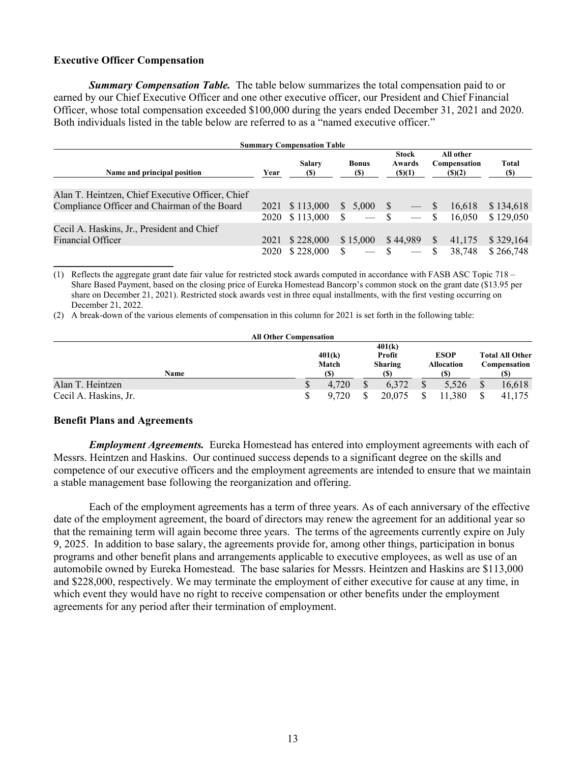### Executive Officer Compensation

***Summary Compensation Table.*** The table below summarizes the total compensation paid to or earned by our Chief Executive Officer and one other executive officer, our President and Chief Financial Officer, whose total compensation exceeded $100,000 during the years ended December 31, 2021 and 2020. Both individuals listed in the table below are referred to as a "named executive officer."

**Summary Compensation Table**

| Name and principal position | Year | Salary ($) | Bonus ($) | Stock Awards ($)(1) | All other Compensation ($)(2) | Total ($) |
|---|---|---|---|---|---|---|
| Alan T. Heintzen, Chief Executive Officer, Chief Compliance Officer and Chairman of the Board | 2021 | $ 113,000 | $ 5,000 | $ — | $ 16,618 | $ 134,618 |
| | 2020 | $ 113,000 | $ — | $ — | $ 16,050 | $ 129,050 |
| Cecil A. Haskins, Jr., President and Chief Financial Officer | 2021 | $ 228,000 | $ 15,000 | $ 44,989 | $ 41,175 | $ 329,164 |
| | 2020 | $ 228,000 | $ — | $ — | $ 38,748 | $ 266,748 |

(1) Reflects the aggregate grant date fair value for restricted stock awards computed in accordance with FASB ASC Topic 718 – Share Based Payment, based on the closing price of Eureka Homestead Bancorp's common stock on the grant date ($13.95 per share on December 21, 2021). Restricted stock awards vest in three equal installments, with the first vesting occurring on December 21, 2022.

(2) A break-down of the various elements of compensation in this column for 2021 is set forth in the following table:

**All Other Compensation**

| Name | 401(k) Match ($) | 401(k) Profit Sharing ($) | ESOP Allocation ($) | Total All Other Compensation ($) |
|---|---|---|---|---|
| Alan T. Heintzen | $ 4,720 | $ 6,372 | $ 5,526 | $ 16,618 |
| Cecil A. Haskins, Jr. | $ 9,720 | $ 20,075 | $ 11,380 | $ 41,175 |

### Benefit Plans and Agreements

***Employment Agreements.*** Eureka Homestead has entered into employment agreements with each of Messrs. Heintzen and Haskins. Our continued success depends to a significant degree on the skills and competence of our executive officers and the employment agreements are intended to ensure that we maintain a stable management base following the reorganization and offering.

Each of the employment agreements has a term of three years. As of each anniversary of the effective date of the employment agreement, the board of directors may renew the agreement for an additional year so that the remaining term will again become three years. The terms of the agreements currently expire on July 9, 2025. In addition to base salary, the agreements provide for, among other things, participation in bonus programs and other benefit plans and arrangements applicable to executive employees, as well as use of an automobile owned by Eureka Homestead. The base salaries for Messrs. Heintzen and Haskins are $113,000 and $228,000, respectively. We may terminate the employment of either executive for cause at any time, in which event they would have no right to receive compensation or other benefits under the employment agreements for any period after their termination of employment.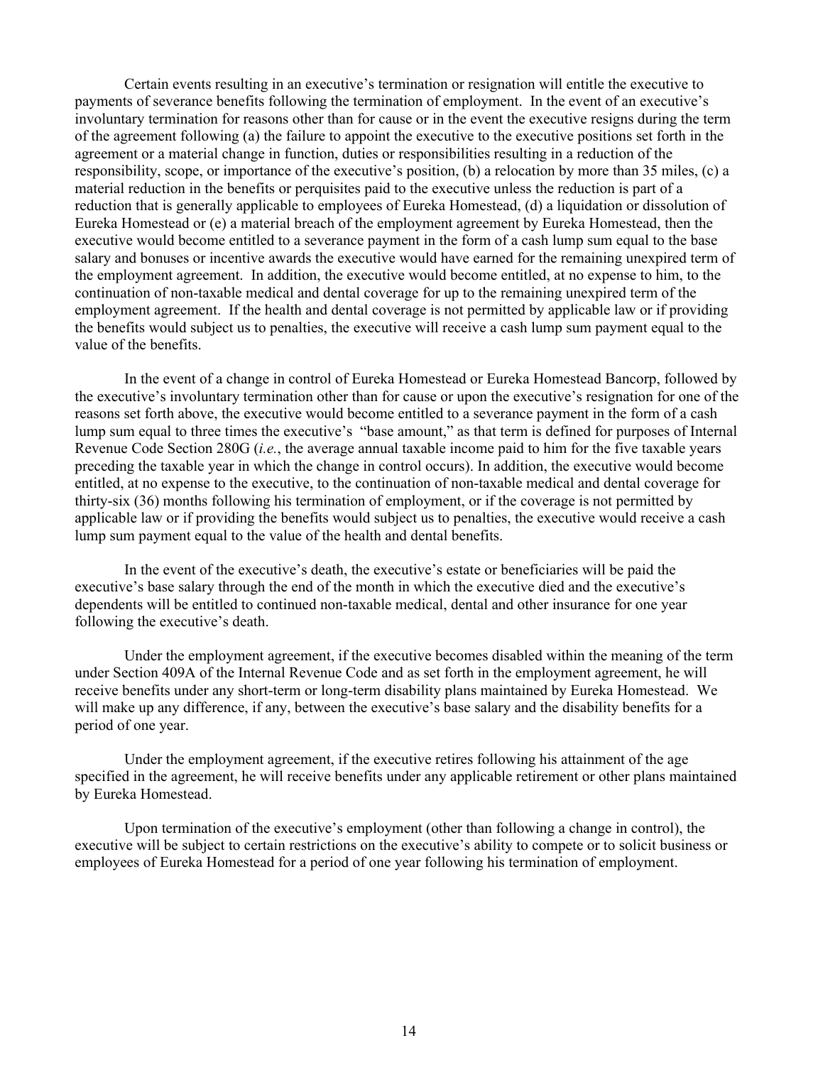Certain events resulting in an executive's termination or resignation will entitle the executive to payments of severance benefits following the termination of employment. In the event of an executive's involuntary termination for reasons other than for cause or in the event the executive resigns during the term of the agreement following (a) the failure to appoint the executive to the executive positions set forth in the agreement or a material change in function, duties or responsibilities resulting in a reduction of the responsibility, scope, or importance of the executive's position, (b) a relocation by more than 35 miles, (c) a material reduction in the benefits or perquisites paid to the executive unless the reduction is part of a reduction that is generally applicable to employees of Eureka Homestead, (d) a liquidation or dissolution of Eureka Homestead or (e) a material breach of the employment agreement by Eureka Homestead, then the executive would become entitled to a severance payment in the form of a cash lump sum equal to the base salary and bonuses or incentive awards the executive would have earned for the remaining unexpired term of the employment agreement. In addition, the executive would become entitled, at no expense to him, to the continuation of non-taxable medical and dental coverage for up to the remaining unexpired term of the employment agreement. If the health and dental coverage is not permitted by applicable law or if providing the benefits would subject us to penalties, the executive will receive a cash lump sum payment equal to the value of the benefits.

In the event of a change in control of Eureka Homestead or Eureka Homestead Bancorp, followed by the executive's involuntary termination other than for cause or upon the executive's resignation for one of the reasons set forth above, the executive would become entitled to a severance payment in the form of a cash lump sum equal to three times the executive's "base amount," as that term is defined for purposes of Internal Revenue Code Section 280G (*i.e.*, the average annual taxable income paid to him for the five taxable years preceding the taxable year in which the change in control occurs). In addition, the executive would become entitled, at no expense to the executive, to the continuation of non-taxable medical and dental coverage for thirty-six (36) months following his termination of employment, or if the coverage is not permitted by applicable law or if providing the benefits would subject us to penalties, the executive would receive a cash lump sum payment equal to the value of the health and dental benefits.

In the event of the executive's death, the executive's estate or beneficiaries will be paid the executive's base salary through the end of the month in which the executive died and the executive's dependents will be entitled to continued non-taxable medical, dental and other insurance for one year following the executive's death.

Under the employment agreement, if the executive becomes disabled within the meaning of the term under Section 409A of the Internal Revenue Code and as set forth in the employment agreement, he will receive benefits under any short-term or long-term disability plans maintained by Eureka Homestead. We will make up any difference, if any, between the executive's base salary and the disability benefits for a period of one year.

Under the employment agreement, if the executive retires following his attainment of the age specified in the agreement, he will receive benefits under any applicable retirement or other plans maintained by Eureka Homestead.

Upon termination of the executive's employment (other than following a change in control), the executive will be subject to certain restrictions on the executive's ability to compete or to solicit business or employees of Eureka Homestead for a period of one year following his termination of employment.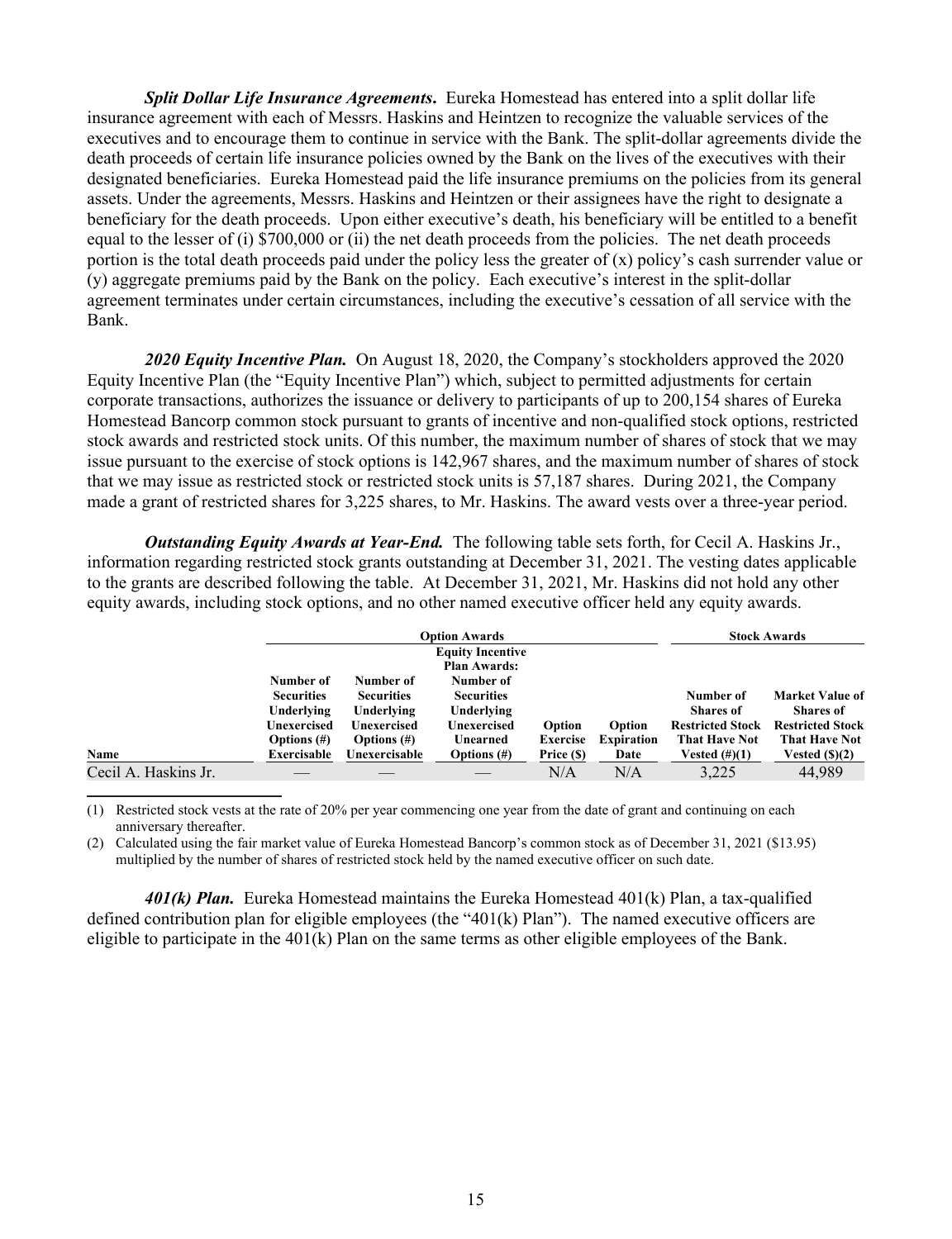***Split Dollar Life Insurance Agreements.*** Eureka Homestead has entered into a split dollar life insurance agreement with each of Messrs. Haskins and Heintzen to recognize the valuable services of the executives and to encourage them to continue in service with the Bank. The split-dollar agreements divide the death proceeds of certain life insurance policies owned by the Bank on the lives of the executives with their designated beneficiaries. Eureka Homestead paid the life insurance premiums on the policies from its general assets. Under the agreements, Messrs. Haskins and Heintzen or their assignees have the right to designate a beneficiary for the death proceeds. Upon either executive's death, his beneficiary will be entitled to a benefit equal to the lesser of (i) $700,000 or (ii) the net death proceeds from the policies. The net death proceeds portion is the total death proceeds paid under the policy less the greater of (x) policy's cash surrender value or (y) aggregate premiums paid by the Bank on the policy. Each executive's interest in the split-dollar agreement terminates under certain circumstances, including the executive's cessation of all service with the Bank.

***2020 Equity Incentive Plan.*** On August 18, 2020, the Company's stockholders approved the 2020 Equity Incentive Plan (the "Equity Incentive Plan") which, subject to permitted adjustments for certain corporate transactions, authorizes the issuance or delivery to participants of up to 200,154 shares of Eureka Homestead Bancorp common stock pursuant to grants of incentive and non-qualified stock options, restricted stock awards and restricted stock units. Of this number, the maximum number of shares of stock that we may issue pursuant to the exercise of stock options is 142,967 shares, and the maximum number of shares of stock that we may issue as restricted stock or restricted stock units is 57,187 shares. During 2021, the Company made a grant of restricted shares for 3,225 shares, to Mr. Haskins. The award vests over a three-year period.

***Outstanding Equity Awards at Year-End.*** The following table sets forth, for Cecil A. Haskins Jr., information regarding restricted stock grants outstanding at December 31, 2021. The vesting dates applicable to the grants are described following the table. At December 31, 2021, Mr. Haskins did not hold any other equity awards, including stock options, and no other named executive officer held any equity awards.

| | Option Awards | | | | | Stock Awards | |
|---|---|---|---|---|---|---|---|
| **Name** | **Number of Securities Underlying Unexercised Options (#) Exercisable** | **Number of Securities Underlying Unexercised Options (#) Unexercisable** | **Equity Incentive Plan Awards: Number of Securities Underlying Unexercised Unearned Options (#)** | **Option Exercise Price ($)** | **Option Expiration Date** | **Number of Shares of Restricted Stock That Have Not Vested (#)(1)** | **Market Value of Shares of Restricted Stock That Have Not Vested ($)(2)** |
| Cecil A. Haskins Jr. | — | — | — | N/A | N/A | 3,225 | 44,989 |

(1) Restricted stock vests at the rate of 20% per year commencing one year from the date of grant and continuing on each anniversary thereafter.

(2) Calculated using the fair market value of Eureka Homestead Bancorp's common stock as of December 31, 2021 ($13.95) multiplied by the number of shares of restricted stock held by the named executive officer on such date.

***401(k) Plan.*** Eureka Homestead maintains the Eureka Homestead 401(k) Plan, a tax-qualified defined contribution plan for eligible employees (the "401(k) Plan"). The named executive officers are eligible to participate in the 401(k) Plan on the same terms as other eligible employees of the Bank.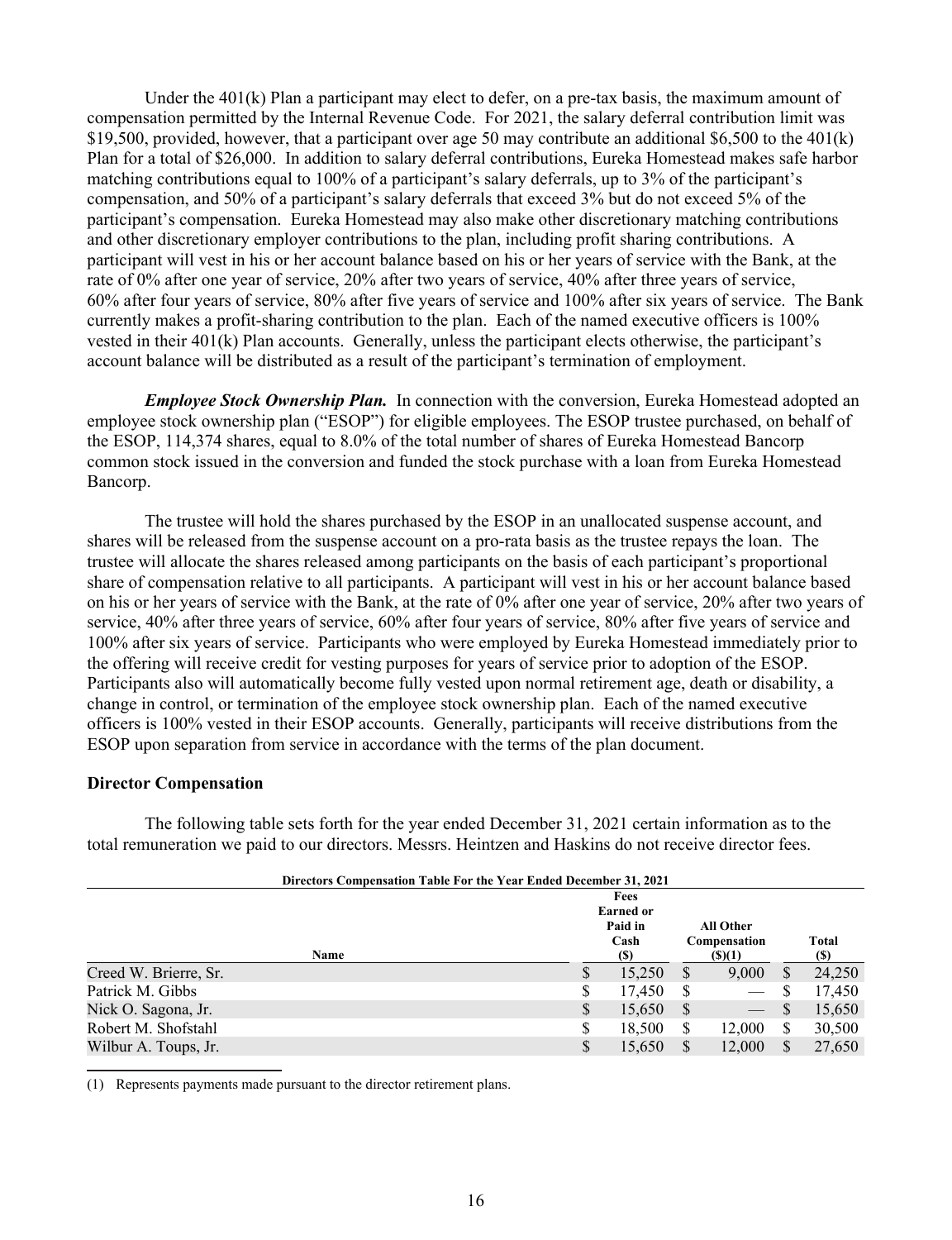Under the 401(k) Plan a participant may elect to defer, on a pre-tax basis, the maximum amount of compensation permitted by the Internal Revenue Code. For 2021, the salary deferral contribution limit was $19,500, provided, however, that a participant over age 50 may contribute an additional $6,500 to the 401(k) Plan for a total of $26,000. In addition to salary deferral contributions, Eureka Homestead makes safe harbor matching contributions equal to 100% of a participant's salary deferrals, up to 3% of the participant's compensation, and 50% of a participant's salary deferrals that exceed 3% but do not exceed 5% of the participant's compensation. Eureka Homestead may also make other discretionary matching contributions and other discretionary employer contributions to the plan, including profit sharing contributions. A participant will vest in his or her account balance based on his or her years of service with the Bank, at the rate of 0% after one year of service, 20% after two years of service, 40% after three years of service, 60% after four years of service, 80% after five years of service and 100% after six years of service. The Bank currently makes a profit-sharing contribution to the plan. Each of the named executive officers is 100% vested in their 401(k) Plan accounts. Generally, unless the participant elects otherwise, the participant's account balance will be distributed as a result of the participant's termination of employment.

***Employee Stock Ownership Plan.*** In connection with the conversion, Eureka Homestead adopted an employee stock ownership plan ("ESOP") for eligible employees. The ESOP trustee purchased, on behalf of the ESOP, 114,374 shares, equal to 8.0% of the total number of shares of Eureka Homestead Bancorp common stock issued in the conversion and funded the stock purchase with a loan from Eureka Homestead Bancorp.

The trustee will hold the shares purchased by the ESOP in an unallocated suspense account, and shares will be released from the suspense account on a pro-rata basis as the trustee repays the loan. The trustee will allocate the shares released among participants on the basis of each participant's proportional share of compensation relative to all participants. A participant will vest in his or her account balance based on his or her years of service with the Bank, at the rate of 0% after one year of service, 20% after two years of service, 40% after three years of service, 60% after four years of service, 80% after five years of service and 100% after six years of service. Participants who were employed by Eureka Homestead immediately prior to the offering will receive credit for vesting purposes for years of service prior to adoption of the ESOP. Participants also will automatically become fully vested upon normal retirement age, death or disability, a change in control, or termination of the employee stock ownership plan. Each of the named executive officers is 100% vested in their ESOP accounts. Generally, participants will receive distributions from the ESOP upon separation from service in accordance with the terms of the plan document.

## Director Compensation

The following table sets forth for the year ended December 31, 2021 certain information as to the total remuneration we paid to our directors. Messrs. Heintzen and Haskins do not receive director fees.

**Directors Compensation Table For the Year Ended December 31, 2021**

| Name | Fees Earned or Paid in Cash ($) | All Other Compensation ($)(1) | Total ($) |
|---|---|---|---|
| Creed W. Brierre, Sr. | $ 15,250 | $ 9,000 | $ 24,250 |
| Patrick M. Gibbs | $ 17,450 | $ — | $ 17,450 |
| Nick O. Sagona, Jr. | $ 15,650 | $ — | $ 15,650 |
| Robert M. Shofstahl | $ 18,500 | $ 12,000 | $ 30,500 |
| Wilbur A. Toups, Jr. | $ 15,650 | $ 12,000 | $ 27,650 |

(1) Represents payments made pursuant to the director retirement plans.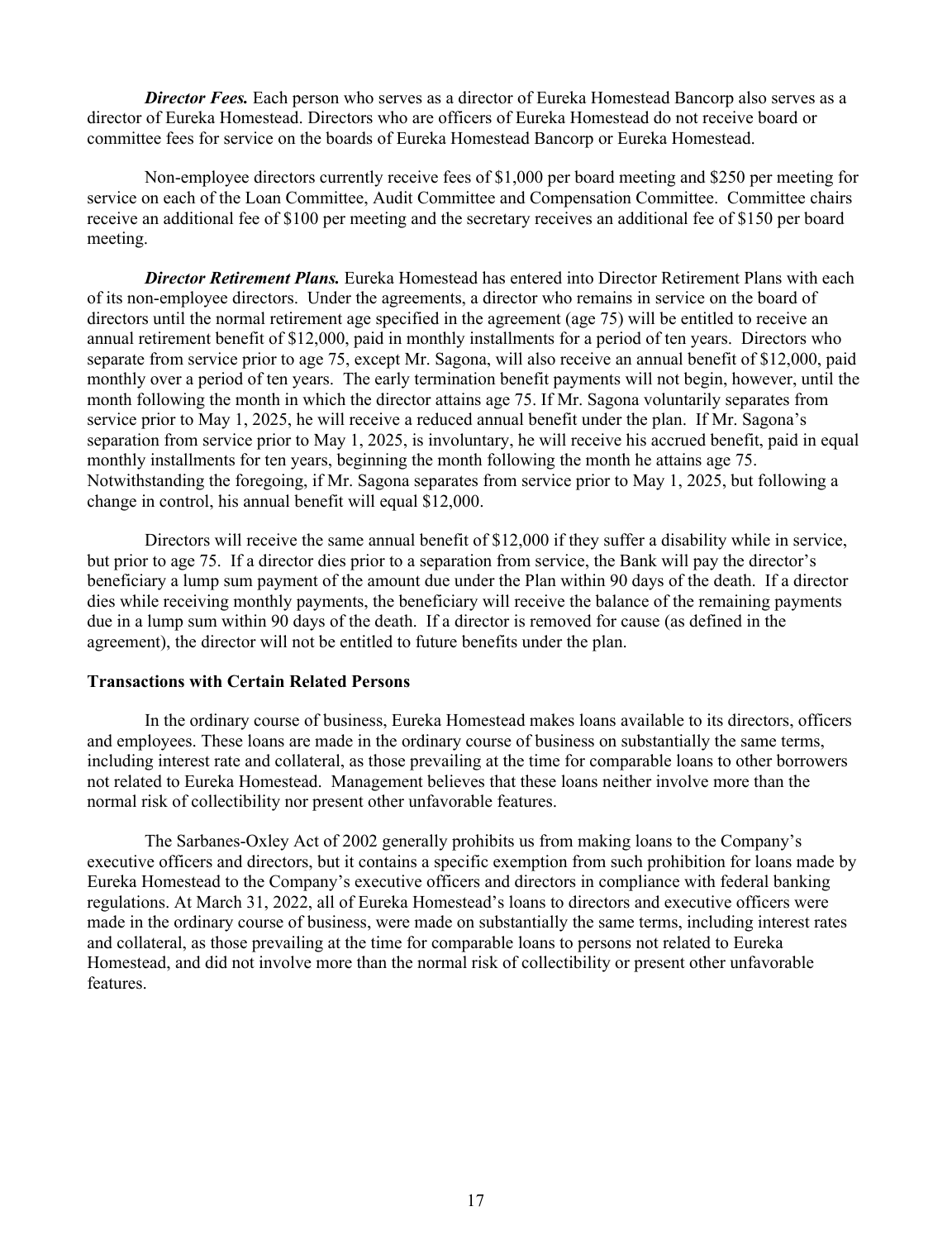***Director Fees.*** Each person who serves as a director of Eureka Homestead Bancorp also serves as a director of Eureka Homestead. Directors who are officers of Eureka Homestead do not receive board or committee fees for service on the boards of Eureka Homestead Bancorp or Eureka Homestead.

Non-employee directors currently receive fees of $1,000 per board meeting and $250 per meeting for service on each of the Loan Committee, Audit Committee and Compensation Committee. Committee chairs receive an additional fee of $100 per meeting and the secretary receives an additional fee of $150 per board meeting.

***Director Retirement Plans.*** Eureka Homestead has entered into Director Retirement Plans with each of its non-employee directors. Under the agreements, a director who remains in service on the board of directors until the normal retirement age specified in the agreement (age 75) will be entitled to receive an annual retirement benefit of $12,000, paid in monthly installments for a period of ten years. Directors who separate from service prior to age 75, except Mr. Sagona, will also receive an annual benefit of $12,000, paid monthly over a period of ten years. The early termination benefit payments will not begin, however, until the month following the month in which the director attains age 75. If Mr. Sagona voluntarily separates from service prior to May 1, 2025, he will receive a reduced annual benefit under the plan. If Mr. Sagona's separation from service prior to May 1, 2025, is involuntary, he will receive his accrued benefit, paid in equal monthly installments for ten years, beginning the month following the month he attains age 75. Notwithstanding the foregoing, if Mr. Sagona separates from service prior to May 1, 2025, but following a change in control, his annual benefit will equal $12,000.

Directors will receive the same annual benefit of $12,000 if they suffer a disability while in service, but prior to age 75. If a director dies prior to a separation from service, the Bank will pay the director's beneficiary a lump sum payment of the amount due under the Plan within 90 days of the death. If a director dies while receiving monthly payments, the beneficiary will receive the balance of the remaining payments due in a lump sum within 90 days of the death. If a director is removed for cause (as defined in the agreement), the director will not be entitled to future benefits under the plan.

**Transactions with Certain Related Persons**

In the ordinary course of business, Eureka Homestead makes loans available to its directors, officers and employees. These loans are made in the ordinary course of business on substantially the same terms, including interest rate and collateral, as those prevailing at the time for comparable loans to other borrowers not related to Eureka Homestead. Management believes that these loans neither involve more than the normal risk of collectibility nor present other unfavorable features.

The Sarbanes-Oxley Act of 2002 generally prohibits us from making loans to the Company's executive officers and directors, but it contains a specific exemption from such prohibition for loans made by Eureka Homestead to the Company's executive officers and directors in compliance with federal banking regulations. At March 31, 2022, all of Eureka Homestead's loans to directors and executive officers were made in the ordinary course of business, were made on substantially the same terms, including interest rates and collateral, as those prevailing at the time for comparable loans to persons not related to Eureka Homestead, and did not involve more than the normal risk of collectibility or present other unfavorable features.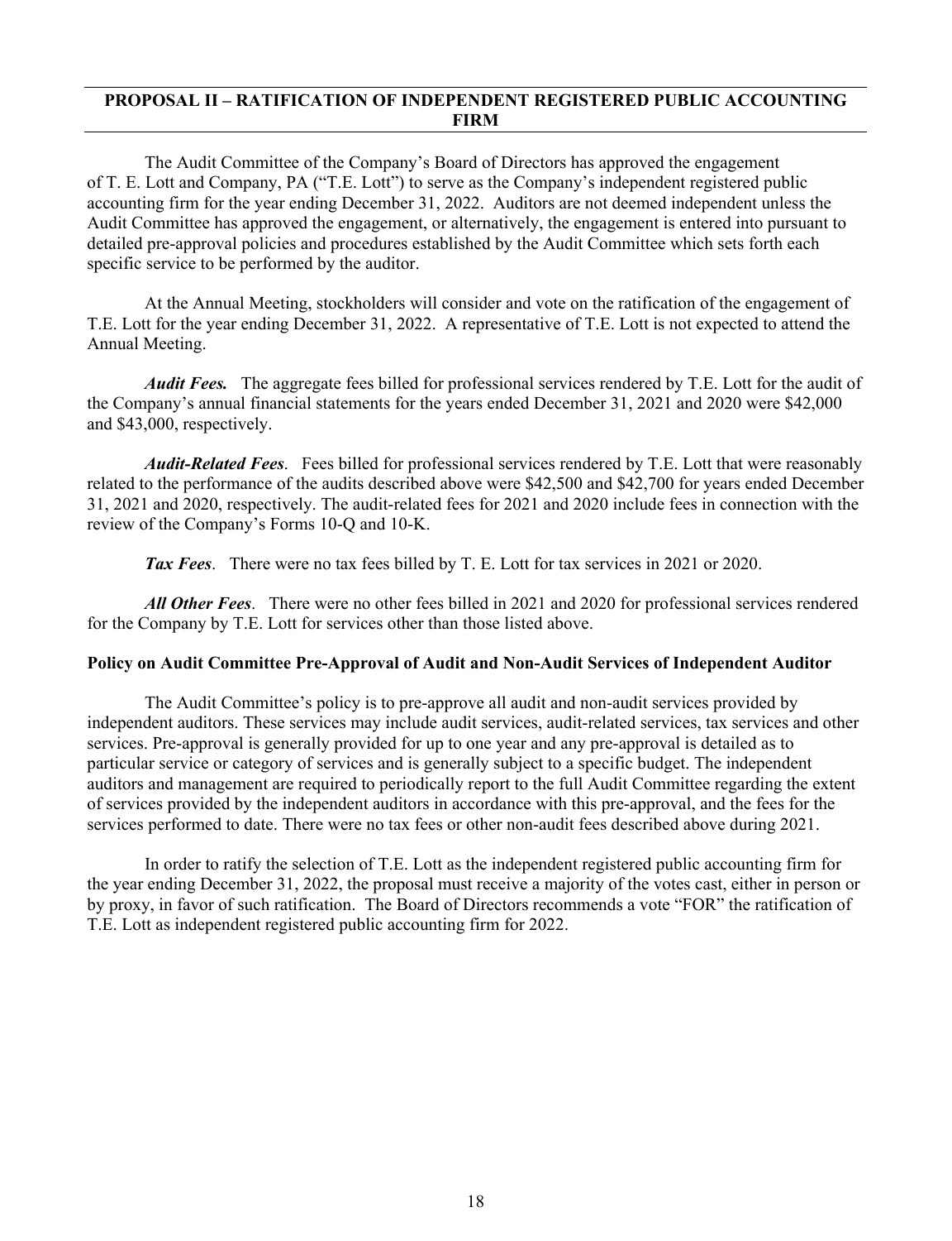## PROPOSAL II – RATIFICATION OF INDEPENDENT REGISTERED PUBLIC ACCOUNTING FIRM

The Audit Committee of the Company's Board of Directors has approved the engagement of T. E. Lott and Company, PA ("T.E. Lott") to serve as the Company's independent registered public accounting firm for the year ending December 31, 2022. Auditors are not deemed independent unless the Audit Committee has approved the engagement, or alternatively, the engagement is entered into pursuant to detailed pre-approval policies and procedures established by the Audit Committee which sets forth each specific service to be performed by the auditor.

At the Annual Meeting, stockholders will consider and vote on the ratification of the engagement of T.E. Lott for the year ending December 31, 2022. A representative of T.E. Lott is not expected to attend the Annual Meeting.

***Audit Fees.*** The aggregate fees billed for professional services rendered by T.E. Lott for the audit of the Company's annual financial statements for the years ended December 31, 2021 and 2020 were $42,000 and $43,000, respectively.

***Audit-Related Fees***. Fees billed for professional services rendered by T.E. Lott that were reasonably related to the performance of the audits described above were $42,500 and $42,700 for years ended December 31, 2021 and 2020, respectively. The audit-related fees for 2021 and 2020 include fees in connection with the review of the Company's Forms 10-Q and 10-K.

***Tax Fees***. There were no tax fees billed by T. E. Lott for tax services in 2021 or 2020.

***All Other Fees***. There were no other fees billed in 2021 and 2020 for professional services rendered for the Company by T.E. Lott for services other than those listed above.

**Policy on Audit Committee Pre-Approval of Audit and Non-Audit Services of Independent Auditor**

The Audit Committee's policy is to pre-approve all audit and non-audit services provided by independent auditors. These services may include audit services, audit-related services, tax services and other services. Pre-approval is generally provided for up to one year and any pre-approval is detailed as to particular service or category of services and is generally subject to a specific budget. The independent auditors and management are required to periodically report to the full Audit Committee regarding the extent of services provided by the independent auditors in accordance with this pre-approval, and the fees for the services performed to date. There were no tax fees or other non-audit fees described above during 2021.

In order to ratify the selection of T.E. Lott as the independent registered public accounting firm for the year ending December 31, 2022, the proposal must receive a majority of the votes cast, either in person or by proxy, in favor of such ratification. The Board of Directors recommends a vote "FOR" the ratification of T.E. Lott as independent registered public accounting firm for 2022.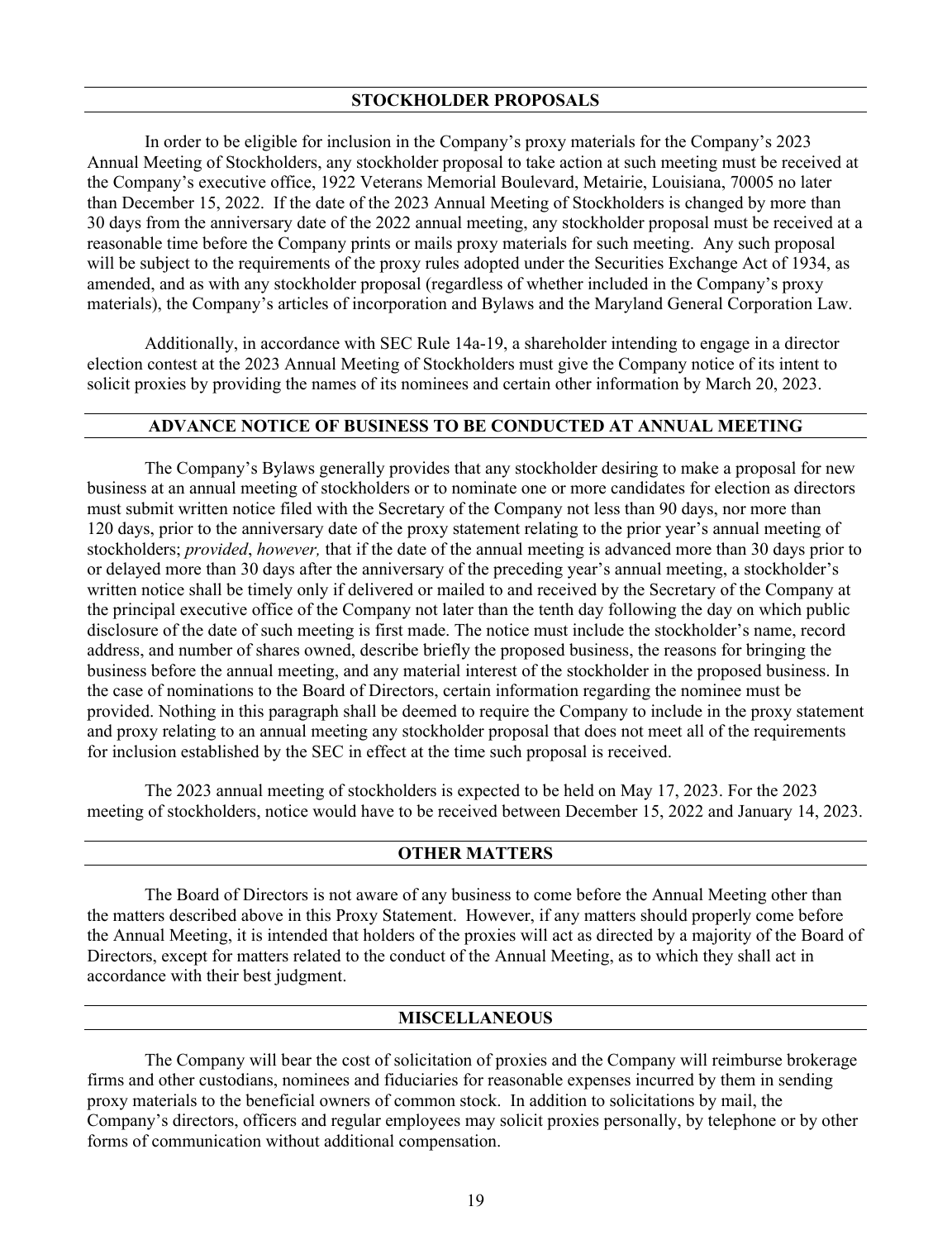## STOCKHOLDER PROPOSALS

In order to be eligible for inclusion in the Company's proxy materials for the Company's 2023 Annual Meeting of Stockholders, any stockholder proposal to take action at such meeting must be received at the Company's executive office, 1922 Veterans Memorial Boulevard, Metairie, Louisiana, 70005 no later than December 15, 2022. If the date of the 2023 Annual Meeting of Stockholders is changed by more than 30 days from the anniversary date of the 2022 annual meeting, any stockholder proposal must be received at a reasonable time before the Company prints or mails proxy materials for such meeting. Any such proposal will be subject to the requirements of the proxy rules adopted under the Securities Exchange Act of 1934, as amended, and as with any stockholder proposal (regardless of whether included in the Company's proxy materials), the Company's articles of incorporation and Bylaws and the Maryland General Corporation Law.

Additionally, in accordance with SEC Rule 14a-19, a shareholder intending to engage in a director election contest at the 2023 Annual Meeting of Stockholders must give the Company notice of its intent to solicit proxies by providing the names of its nominees and certain other information by March 20, 2023.

## ADVANCE NOTICE OF BUSINESS TO BE CONDUCTED AT ANNUAL MEETING

The Company's Bylaws generally provides that any stockholder desiring to make a proposal for new business at an annual meeting of stockholders or to nominate one or more candidates for election as directors must submit written notice filed with the Secretary of the Company not less than 90 days, nor more than 120 days, prior to the anniversary date of the proxy statement relating to the prior year's annual meeting of stockholders; *provided*, *however,* that if the date of the annual meeting is advanced more than 30 days prior to or delayed more than 30 days after the anniversary of the preceding year's annual meeting, a stockholder's written notice shall be timely only if delivered or mailed to and received by the Secretary of the Company at the principal executive office of the Company not later than the tenth day following the day on which public disclosure of the date of such meeting is first made. The notice must include the stockholder's name, record address, and number of shares owned, describe briefly the proposed business, the reasons for bringing the business before the annual meeting, and any material interest of the stockholder in the proposed business. In the case of nominations to the Board of Directors, certain information regarding the nominee must be provided. Nothing in this paragraph shall be deemed to require the Company to include in the proxy statement and proxy relating to an annual meeting any stockholder proposal that does not meet all of the requirements for inclusion established by the SEC in effect at the time such proposal is received.

The 2023 annual meeting of stockholders is expected to be held on May 17, 2023. For the 2023 meeting of stockholders, notice would have to be received between December 15, 2022 and January 14, 2023.

## OTHER MATTERS

The Board of Directors is not aware of any business to come before the Annual Meeting other than the matters described above in this Proxy Statement. However, if any matters should properly come before the Annual Meeting, it is intended that holders of the proxies will act as directed by a majority of the Board of Directors, except for matters related to the conduct of the Annual Meeting, as to which they shall act in accordance with their best judgment.

## MISCELLANEOUS

The Company will bear the cost of solicitation of proxies and the Company will reimburse brokerage firms and other custodians, nominees and fiduciaries for reasonable expenses incurred by them in sending proxy materials to the beneficial owners of common stock. In addition to solicitations by mail, the Company's directors, officers and regular employees may solicit proxies personally, by telephone or by other forms of communication without additional compensation.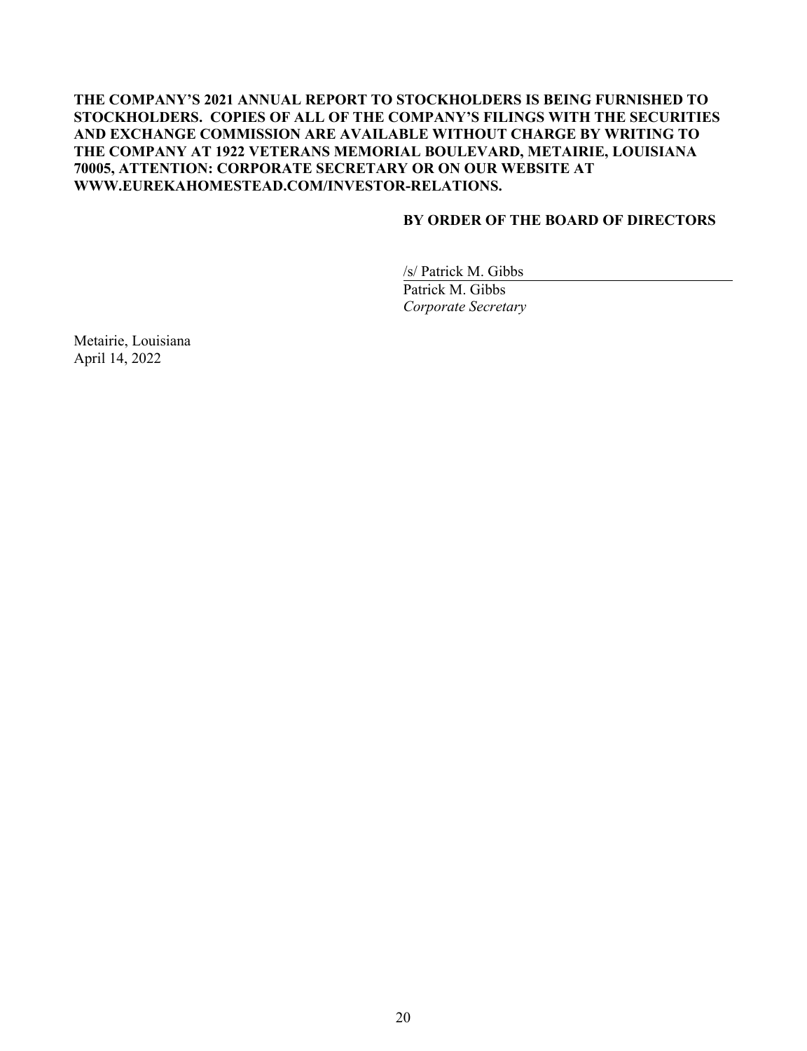**THE COMPANY'S 2021 ANNUAL REPORT TO STOCKHOLDERS IS BEING FURNISHED TO STOCKHOLDERS. COPIES OF ALL OF THE COMPANY'S FILINGS WITH THE SECURITIES AND EXCHANGE COMMISSION ARE AVAILABLE WITHOUT CHARGE BY WRITING TO THE COMPANY AT 1922 VETERANS MEMORIAL BOULEVARD, METAIRIE, LOUISIANA 70005, ATTENTION: CORPORATE SECRETARY OR ON OUR WEBSITE AT WWW.EUREKAHOMESTEAD.COM/INVESTOR-RELATIONS.**

**BY ORDER OF THE BOARD OF DIRECTORS**

/s/ Patrick M. Gibbs
Patrick M. Gibbs
*Corporate Secretary*

Metairie, Louisiana
April 14, 2022